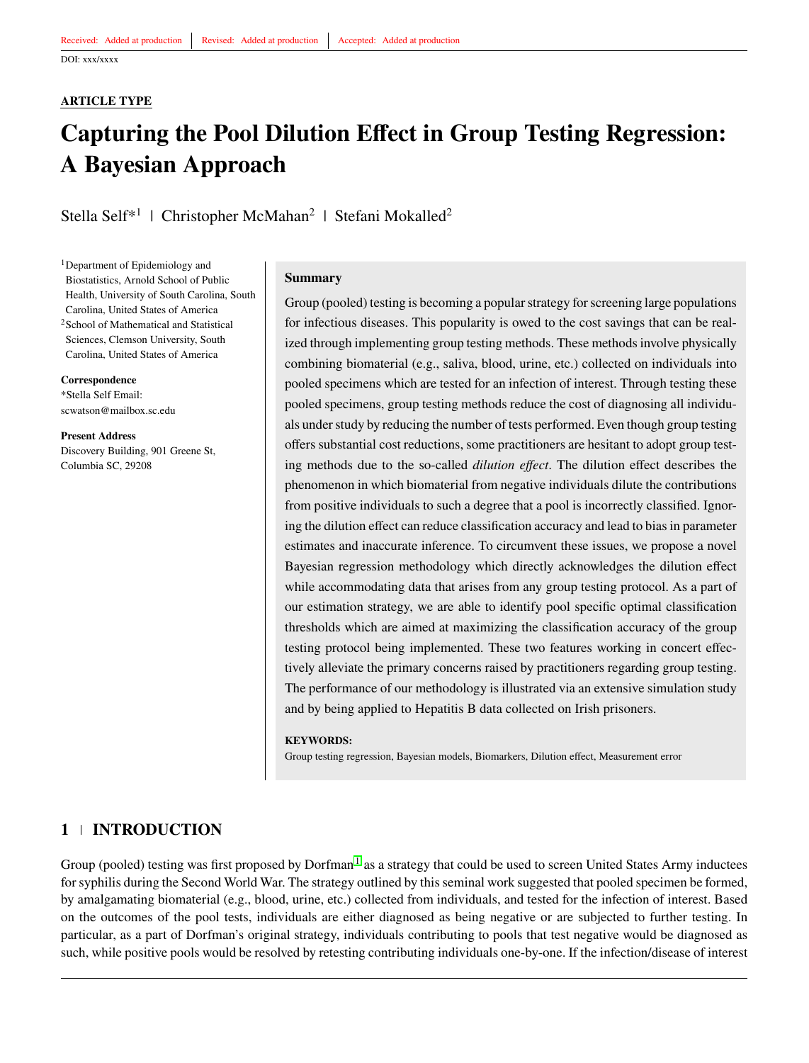Received: Added at production | Revised: Added at production | Accepted: Added at production

DOI: xxx/xxxx

**ARTICLE TYPE**

# Capturing the Pool Dilution Effect in Group Testing Regression: A Bayesian Approach

Stella Self*[1] | Christopher McMahan[2] | Stefani Mokalled[2]

[1]Department of Epidemiology and Biostatistics, Arnold School of Public Health, University of South Carolina, South Carolina, United States of America

[2]School of Mathematical and Statistical Sciences, Clemson University, South Carolina, United States of America

**Correspondence**
*Stella Self Email: scwatson@mailbox.sc.edu

**Present Address**
Discovery Building, 901 Greene St, Columbia SC, 29208

**Summary**

Group (pooled) testing is becoming a popular strategy for screening large populations for infectious diseases. This popularity is owed to the cost savings that can be realized through implementing group testing methods. These methods involve physically combining biomaterial (e.g., saliva, blood, urine, etc.) collected on individuals into pooled specimens which are tested for an infection of interest. Through testing these pooled specimens, group testing methods reduce the cost of diagnosing all individuals under study by reducing the number of tests performed. Even though group testing offers substantial cost reductions, some practitioners are hesitant to adopt group testing methods due to the so-called *dilution effect*. The dilution effect describes the phenomenon in which biomaterial from negative individuals dilute the contributions from positive individuals to such a degree that a pool is incorrectly classified. Ignoring the dilution effect can reduce classification accuracy and lead to bias in parameter estimates and inaccurate inference. To circumvent these issues, we propose a novel Bayesian regression methodology which directly acknowledges the dilution effect while accommodating data that arises from any group testing protocol. As a part of our estimation strategy, we are able to identify pool specific optimal classification thresholds which are aimed at maximizing the classification accuracy of the group testing protocol being implemented. These two features working in concert effectively alleviate the primary concerns raised by practitioners regarding group testing. The performance of our methodology is illustrated via an extensive simulation study and by being applied to Hepatitis B data collected on Irish prisoners.

**KEYWORDS:**
Group testing regression, Bayesian models, Biomarkers, Dilution effect, Measurement error

## 1 | INTRODUCTION

Group (pooled) testing was first proposed by Dorfman[1] as a strategy that could be used to screen United States Army inductees for syphilis during the Second World War. The strategy outlined by this seminal work suggested that pooled specimen be formed, by amalgamating biomaterial (e.g., blood, urine, etc.) collected from individuals, and tested for the infection of interest. Based on the outcomes of the pool tests, individuals are either diagnosed as being negative or are subjected to further testing. In particular, as a part of Dorfman's original strategy, individuals contributing to pools that test negative would be diagnosed as such, while positive pools would be resolved by retesting contributing individuals one-by-one. If the infection/disease of interest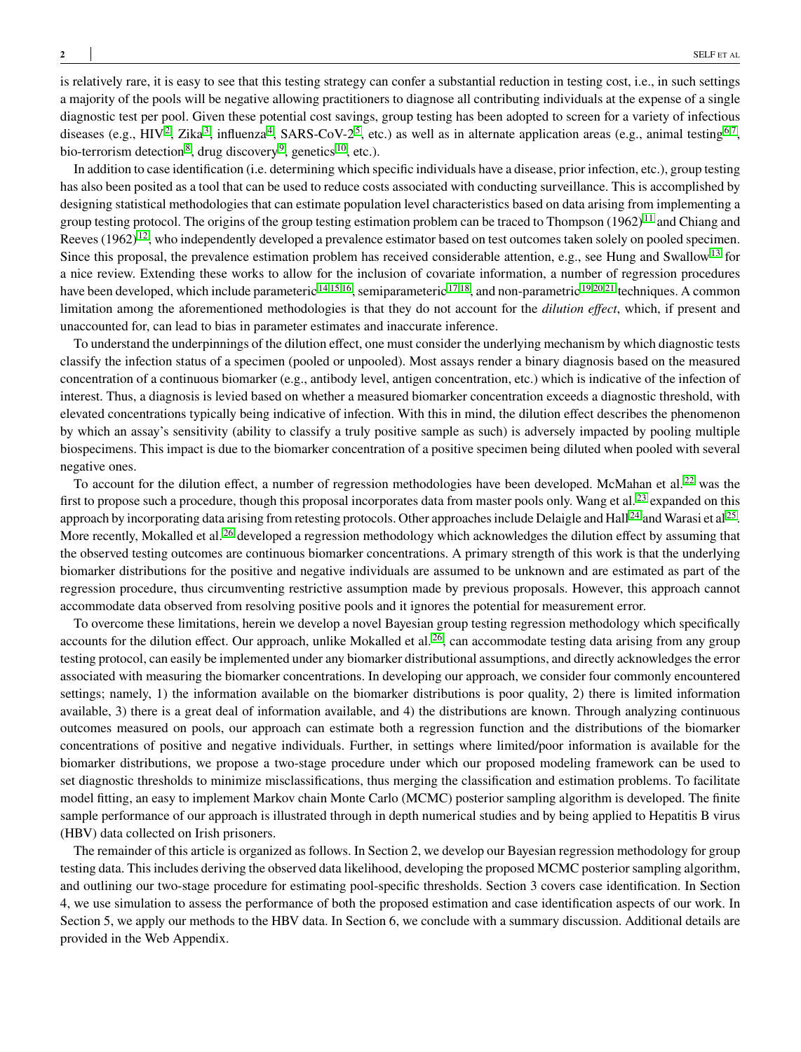is relatively rare, it is easy to see that this testing strategy can confer a substantial reduction in testing cost, i.e., in such settings a majority of the pools will be negative allowing practitioners to diagnose all contributing individuals at the expense of a single diagnostic test per pool. Given these potential cost savings, group testing has been adopted to screen for a variety of infectious diseases (e.g., HIV[2], Zika[3], influenza[4], SARS-CoV-2[5], etc.) as well as in alternate application areas (e.g., animal testing[6,7], bio-terrorism detection[8], drug discovery[9], genetics[10], etc.).

In addition to case identification (i.e. determining which specific individuals have a disease, prior infection, etc.), group testing has also been posited as a tool that can be used to reduce costs associated with conducting surveillance. This is accomplished by designing statistical methodologies that can estimate population level characteristics based on data arising from implementing a group testing protocol. The origins of the group testing estimation problem can be traced to Thompson (1962)[11] and Chiang and Reeves (1962)[12], who independently developed a prevalence estimator based on test outcomes taken solely on pooled specimen. Since this proposal, the prevalence estimation problem has received considerable attention, e.g., see Hung and Swallow[13] for a nice review. Extending these works to allow for the inclusion of covariate information, a number of regression procedures have been developed, which include parameteric[14,15,16], semiparameteric[17,18], and non-parametric[19,20,21] techniques. A common limitation among the aforementioned methodologies is that they do not account for the *dilution effect*, which, if present and unaccounted for, can lead to bias in parameter estimates and inaccurate inference.

To understand the underpinnings of the dilution effect, one must consider the underlying mechanism by which diagnostic tests classify the infection status of a specimen (pooled or unpooled). Most assays render a binary diagnosis based on the measured concentration of a continuous biomarker (e.g., antibody level, antigen concentration, etc.) which is indicative of the infection of interest. Thus, a diagnosis is levied based on whether a measured biomarker concentration exceeds a diagnostic threshold, with elevated concentrations typically being indicative of infection. With this in mind, the dilution effect describes the phenomenon by which an assay's sensitivity (ability to classify a truly positive sample as such) is adversely impacted by pooling multiple biospecimens. This impact is due to the biomarker concentration of a positive specimen being diluted when pooled with several negative ones.

To account for the dilution effect, a number of regression methodologies have been developed. McMahan et al.[22] was the first to propose such a procedure, though this proposal incorporates data from master pools only. Wang et al.[23] expanded on this approach by incorporating data arising from retesting protocols. Other approaches include Delaigle and Hall[24] and Warasi et al[25]. More recently, Mokalled et al.[26] developed a regression methodology which acknowledges the dilution effect by assuming that the observed testing outcomes are continuous biomarker concentrations. A primary strength of this work is that the underlying biomarker distributions for the positive and negative individuals are assumed to be unknown and are estimated as part of the regression procedure, thus circumventing restrictive assumption made by previous proposals. However, this approach cannot accommodate data observed from resolving positive pools and it ignores the potential for measurement error.

To overcome these limitations, herein we develop a novel Bayesian group testing regression methodology which specifically accounts for the dilution effect. Our approach, unlike Mokalled et al.[26], can accommodate testing data arising from any group testing protocol, can easily be implemented under any biomarker distributional assumptions, and directly acknowledges the error associated with measuring the biomarker concentrations. In developing our approach, we consider four commonly encountered settings; namely, 1) the information available on the biomarker distributions is poor quality, 2) there is limited information available, 3) there is a great deal of information available, and 4) the distributions are known. Through analyzing continuous outcomes measured on pools, our approach can estimate both a regression function and the distributions of the biomarker concentrations of positive and negative individuals. Further, in settings where limited/poor information is available for the biomarker distributions, we propose a two-stage procedure under which our proposed modeling framework can be used to set diagnostic thresholds to minimize misclassifications, thus merging the classification and estimation problems. To facilitate model fitting, an easy to implement Markov chain Monte Carlo (MCMC) posterior sampling algorithm is developed. The finite sample performance of our approach is illustrated through in depth numerical studies and by being applied to Hepatitis B virus (HBV) data collected on Irish prisoners.

The remainder of this article is organized as follows. In Section 2, we develop our Bayesian regression methodology for group testing data. This includes deriving the observed data likelihood, developing the proposed MCMC posterior sampling algorithm, and outlining our two-stage procedure for estimating pool-specific thresholds. Section 3 covers case identification. In Section 4, we use simulation to assess the performance of both the proposed estimation and case identification aspects of our work. In Section 5, we apply our methods to the HBV data. In Section 6, we conclude with a summary discussion. Additional details are provided in the Web Appendix.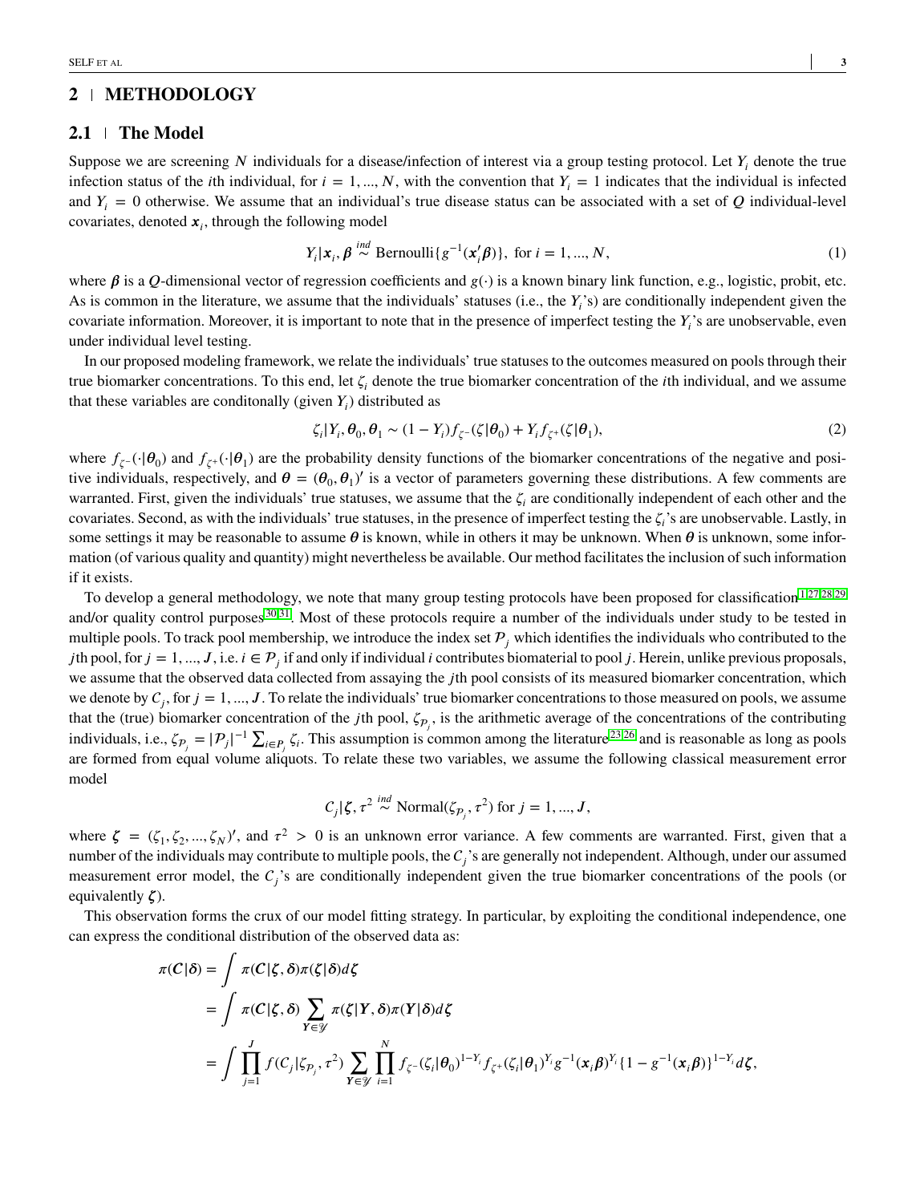## 2 | METHODOLOGY

### 2.1 | The Model

Suppose we are screening $N$ individuals for a disease/infection of interest via a group testing protocol. Let $Y_i$ denote the true infection status of the $i$th individual, for $i = 1, ..., N$, with the convention that $Y_i = 1$ indicates that the individual is infected and $Y_i = 0$ otherwise. We assume that an individual's true disease status can be associated with a set of $Q$ individual-level covariates, denoted $\boldsymbol{x}_i$, through the following model

$$Y_i|\boldsymbol{x}_i, \boldsymbol{\beta} \overset{ind}{\sim} \text{Bernoulli}\{g^{-1}(\boldsymbol{x}_i'\boldsymbol{\beta})\}, \text{ for } i = 1, ..., N, \tag{1}$$

where $\boldsymbol{\beta}$ is a $Q$-dimensional vector of regression coefficients and $g(\cdot)$ is a known binary link function, e.g., logistic, probit, etc. As is common in the literature, we assume that the individuals' statuses (i.e., the $Y_i$'s) are conditionally independent given the covariate information. Moreover, it is important to note that in the presence of imperfect testing the $Y_i$'s are unobservable, even under individual level testing.

In our proposed modeling framework, we relate the individuals' true statuses to the outcomes measured on pools through their true biomarker concentrations. To this end, let $\zeta_i$ denote the true biomarker concentration of the $i$th individual, and we assume that these variables are conditonally (given $Y_i$) distributed as

$$\zeta_i|Y_i, \boldsymbol{\theta}_0, \boldsymbol{\theta}_1 \sim (1 - Y_i)f_{\zeta^-}(\zeta|\boldsymbol{\theta}_0) + Y_i f_{\zeta^+}(\zeta|\boldsymbol{\theta}_1), \tag{2}$$

where $f_{\zeta^-}(\cdot|\boldsymbol{\theta}_0)$ and $f_{\zeta^+}(\cdot|\boldsymbol{\theta}_1)$ are the probability density functions of the biomarker concentrations of the negative and positive individuals, respectively, and $\boldsymbol{\theta} = (\boldsymbol{\theta}_0, \boldsymbol{\theta}_1)'$ is a vector of parameters governing these distributions. A few comments are warranted. First, given the individuals' true statuses, we assume that the $\zeta_i$ are conditionally independent of each other and the covariates. Second, as with the individuals' true statuses, in the presence of imperfect testing the $\zeta_i$'s are unobservable. Lastly, in some settings it may be reasonable to assume $\boldsymbol{\theta}$ is known, while in others it may be unknown. When $\boldsymbol{\theta}$ is unknown, some information (of various quality and quantity) might nevertheless be available. Our method facilitates the inclusion of such information if it exists.

To develop a general methodology, we note that many group testing protocols have been proposed for classification[1,27,28,29] and/or quality control purposes[30,31]. Most of these protocols require a number of the individuals under study to be tested in multiple pools. To track pool membership, we introduce the index set $\mathcal{P}_j$ which identifies the individuals who contributed to the $j$th pool, for $j = 1, ..., J$, i.e. $i \in \mathcal{P}_j$ if and only if individual $i$ contributes biomaterial to pool $j$. Herein, unlike previous proposals, we assume that the observed data collected from assaying the $j$th pool consists of its measured biomarker concentration, which we denote by $C_j$, for $j = 1, ..., J$. To relate the individuals' true biomarker concentrations to those measured on pools, we assume that the (true) biomarker concentration of the $j$th pool, $\zeta_{\mathcal{P}_j}$, is the arithmetic average of the concentrations of the contributing individuals, i.e., $\zeta_{\mathcal{P}_j} = |\mathcal{P}_j|^{-1} \sum_{i \in P_j} \zeta_i$. This assumption is common among the literature[23,26] and is reasonable as long as pools are formed from equal volume aliquots. To relate these two variables, we assume the following classical measurement error model

$$C_j|\boldsymbol{\zeta}, \tau^2 \overset{ind}{\sim} \text{Normal}(\zeta_{\mathcal{P}_j}, \tau^2) \text{ for } j = 1, ..., J,$$

where $\boldsymbol{\zeta} = (\zeta_1, \zeta_2, ..., \zeta_N)'$, and $\tau^2 > 0$ is an unknown error variance. A few comments are warranted. First, given that a number of the individuals may contribute to multiple pools, the $C_j$'s are generally not independent. Although, under our assumed measurement error model, the $C_j$'s are conditionally independent given the true biomarker concentrations of the pools (or equivalently $\boldsymbol{\zeta}$).

This observation forms the crux of our model fitting strategy. In particular, by exploiting the conditional independence, one can express the conditional distribution of the observed data as:

$$\begin{aligned}
\pi(\boldsymbol{C}|\boldsymbol{\delta}) &= \int \pi(\boldsymbol{C}|\boldsymbol{\zeta}, \boldsymbol{\delta})\pi(\boldsymbol{\zeta}|\boldsymbol{\delta})d\boldsymbol{\zeta} \\
&= \int \pi(\boldsymbol{C}|\boldsymbol{\zeta}, \boldsymbol{\delta}) \sum_{\boldsymbol{Y} \in \mathscr{Y}} \pi(\boldsymbol{\zeta}|\boldsymbol{Y}, \boldsymbol{\delta})\pi(\boldsymbol{Y}|\boldsymbol{\delta})d\boldsymbol{\zeta} \\
&= \int \prod_{j=1}^{J} f(C_j|\zeta_{\mathcal{P}_j}, \tau^2) \sum_{\boldsymbol{Y} \in \mathscr{Y}} \prod_{i=1}^{N} f_{\zeta^-}(\zeta_i|\boldsymbol{\theta}_0)^{1-Y_i} f_{\zeta^+}(\zeta_i|\boldsymbol{\theta}_1)^{Y_i} g^{-1}(\boldsymbol{x}_i\boldsymbol{\beta})^{Y_i}\{1 - g^{-1}(\boldsymbol{x}_i\boldsymbol{\beta})\}^{1-Y_i} d\boldsymbol{\zeta},
\end{aligned}$$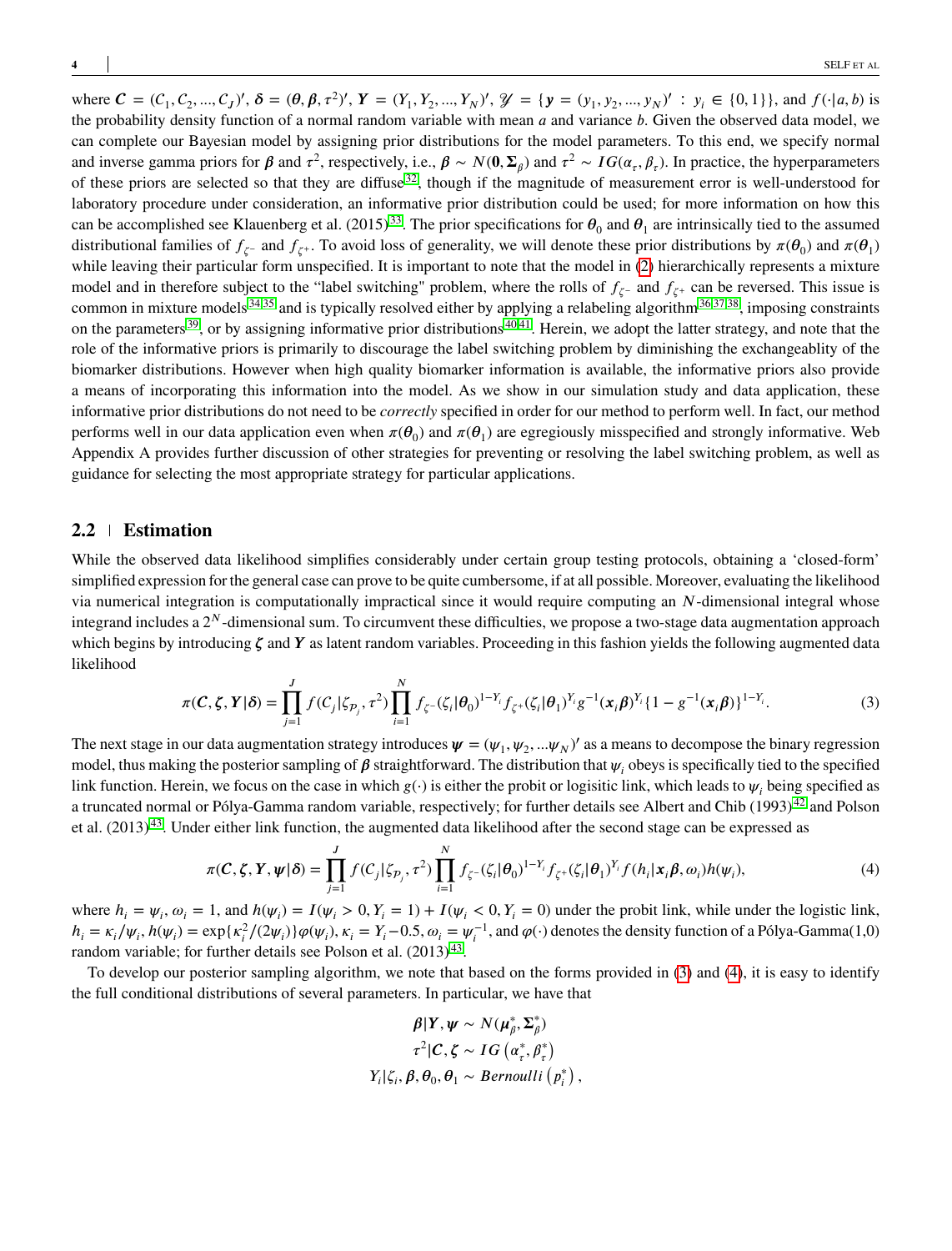where $\boldsymbol{C} = (C_1, C_2, ..., C_J)'$, $\boldsymbol{\delta} = (\boldsymbol{\theta}, \boldsymbol{\beta}, \tau^2)'$, $\boldsymbol{Y} = (Y_1, Y_2, ..., Y_N)'$, $\mathscr{Y} = \{\boldsymbol{y} = (y_1, y_2, ..., y_N)' : y_i \in \{0, 1\}\}$, and $f(\cdot|a, b)$ is the probability density function of a normal random variable with mean $a$ and variance $b$. Given the observed data model, we can complete our Bayesian model by assigning prior distributions for the model parameters. To this end, we specify normal and inverse gamma priors for $\boldsymbol{\beta}$ and $\tau^2$, respectively, i.e., $\boldsymbol{\beta} \sim N(\boldsymbol{0}, \boldsymbol{\Sigma}_\beta)$ and $\tau^2 \sim IG(\alpha_\tau, \beta_\tau)$. In practice, the hyperparameters of these priors are selected so that they are diffuse[32], though if the magnitude of measurement error is well-understood for laboratory procedure under consideration, an informative prior distribution could be used; for more information on how this can be accomplished see Klauenberg et al. (2015)[33]. The prior specifications for $\boldsymbol{\theta}_0$ and $\boldsymbol{\theta}_1$ are intrinsically tied to the assumed distributional families of $f_{\zeta^-}$ and $f_{\zeta^+}$. To avoid loss of generality, we will denote these prior distributions by $\pi(\boldsymbol{\theta}_0)$ and $\pi(\boldsymbol{\theta}_1)$ while leaving their particular form unspecified. It is important to note that the model in (2) hierarchically represents a mixture model and in therefore subject to the "label switching" problem, where the rolls of $f_{\zeta^-}$ and $f_{\zeta^+}$ can be reversed. This issue is common in mixture models[34,35] and is typically resolved either by applying a relabeling algorithm[36,37,38], imposing constraints on the parameters[39], or by assigning informative prior distributions[40,41]. Herein, we adopt the latter strategy, and note that the role of the informative priors is primarily to discourage the label switching problem by diminishing the exchangeablity of the biomarker distributions. However when high quality biomarker information is available, the informative priors also provide a means of incorporating this information into the model. As we show in our simulation study and data application, these informative prior distributions do not need to be *correctly* specified in order for our method to perform well. In fact, our method performs well in our data application even when $\pi(\boldsymbol{\theta}_0)$ and $\pi(\boldsymbol{\theta}_1)$ are egregiously misspecified and strongly informative. Web Appendix A provides further discussion of other strategies for preventing or resolving the label switching problem, as well as guidance for selecting the most appropriate strategy for particular applications.

## 2.2 Estimation

While the observed data likelihood simplifies considerably under certain group testing protocols, obtaining a 'closed-form' simplified expression for the general case can prove to be quite cumbersome, if at all possible. Moreover, evaluating the likelihood via numerical integration is computationally impractical since it would require computing an $N$-dimensional integral whose integrand includes a $2^N$-dimensional sum. To circumvent these difficulties, we propose a two-stage data augmentation approach which begins by introducing $\boldsymbol{\zeta}$ and $\boldsymbol{Y}$ as latent random variables. Proceeding in this fashion yields the following augmented data likelihood

$$\pi(\boldsymbol{C}, \boldsymbol{\zeta}, \boldsymbol{Y}|\boldsymbol{\delta}) = \prod_{j=1}^{J} f(C_j|\zeta_{\mathcal{P}_j}, \tau^2) \prod_{i=1}^{N} f_{\zeta^-}(\zeta_i|\boldsymbol{\theta}_0)^{1-Y_i} f_{\zeta^+}(\zeta_i|\boldsymbol{\theta}_1)^{Y_i} g^{-1}(\boldsymbol{x}_i\boldsymbol{\beta})^{Y_i}\{1 - g^{-1}(\boldsymbol{x}_i\boldsymbol{\beta})\}^{1-Y_i}. \tag{3}$$

The next stage in our data augmentation strategy introduces $\boldsymbol{\psi} = (\psi_1, \psi_2, ...\psi_N)'$ as a means to decompose the binary regression model, thus making the posterior sampling of $\boldsymbol{\beta}$ straightforward. The distribution that $\psi_i$ obeys is specifically tied to the specified link function. Herein, we focus on the case in which $g(\cdot)$ is either the probit or logisitic link, which leads to $\psi_i$ being specified as a truncated normal or Pólya-Gamma random variable, respectively; for further details see Albert and Chib (1993)[42] and Polson et al. (2013)[43]. Under either link function, the augmented data likelihood after the second stage can be expressed as

$$\pi(\boldsymbol{C}, \boldsymbol{\zeta}, \boldsymbol{Y}, \boldsymbol{\psi}|\boldsymbol{\delta}) = \prod_{j=1}^{J} f(C_j|\zeta_{\mathcal{P}_j}, \tau^2) \prod_{i=1}^{N} f_{\zeta^-}(\zeta_i|\boldsymbol{\theta}_0)^{1-Y_i} f_{\zeta^+}(\zeta_i|\boldsymbol{\theta}_1)^{Y_i} f(h_i|\boldsymbol{x}_i\boldsymbol{\beta}, \omega_i)h(\psi_i), \tag{4}$$

where $h_i = \psi_i$, $\omega_i = 1$, and $h(\psi_i) = I(\psi_i > 0, Y_i = 1) + I(\psi_i < 0, Y_i = 0)$ under the probit link, while under the logistic link, $h_i = \kappa_i/\psi_i$, $h(\psi_i) = \exp\{\kappa_i^2/(2\psi_i)\}\varphi(\psi_i)$, $\kappa_i = Y_i - 0.5$, $\omega_i = \psi_i^{-1}$, and $\varphi(\cdot)$ denotes the density function of a Pólya-Gamma(1,0) random variable; for further details see Polson et al. (2013)[43].

To develop our posterior sampling algorithm, we note that based on the forms provided in (3) and (4), it is easy to identify the full conditional distributions of several parameters. In particular, we have that

$$\boldsymbol{\beta}|\boldsymbol{Y}, \boldsymbol{\psi} \sim N(\boldsymbol{\mu}_\beta^*, \boldsymbol{\Sigma}_\beta^*)$$
$$\tau^2|\boldsymbol{C}, \boldsymbol{\zeta} \sim IG\left(\alpha_\tau^*, \beta_\tau^*\right)$$
$$Y_i|\zeta_i, \boldsymbol{\beta}, \boldsymbol{\theta}_0, \boldsymbol{\theta}_1 \sim Bernoulli\left(p_i^*\right),$$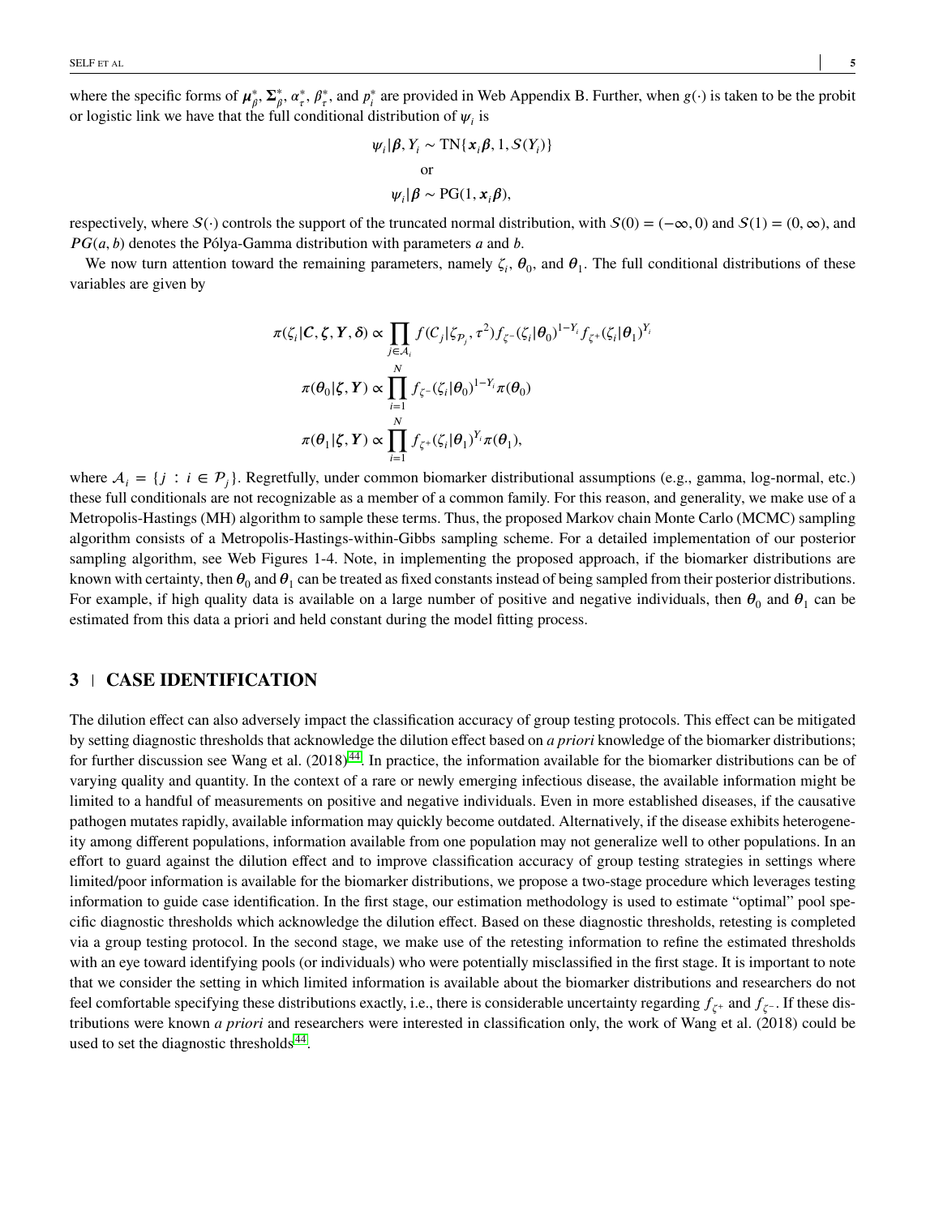where the specific forms of $\boldsymbol{\mu}_\beta^*$, $\boldsymbol{\Sigma}_\beta^*$, $\alpha_\tau^*$, $\beta_\tau^*$, and $p_i^*$ are provided in Web Appendix B. Further, when $g(\cdot)$ is taken to be the probit or logistic link we have that the full conditional distribution of $\psi_i$ is

$$\psi_i|\boldsymbol{\beta}, Y_i \sim \text{TN}\{\boldsymbol{x}_i\boldsymbol{\beta}, 1, \mathcal{S}(Y_i)\}$$
$$\text{or}$$
$$\psi_i|\boldsymbol{\beta} \sim \text{PG}(1, \boldsymbol{x}_i\boldsymbol{\beta}),$$

respectively, where $\mathcal{S}(\cdot)$ controls the support of the truncated normal distribution, with $\mathcal{S}(0) = (-\infty, 0)$ and $\mathcal{S}(1) = (0, \infty)$, and $PG(a, b)$ denotes the Pólya-Gamma distribution with parameters $a$ and $b$.

We now turn attention toward the remaining parameters, namely $\zeta_i$, $\boldsymbol{\theta}_0$, and $\boldsymbol{\theta}_1$. The full conditional distributions of these variables are given by

$$\pi(\zeta_i|\boldsymbol{C}, \boldsymbol{\zeta}, \boldsymbol{Y}, \boldsymbol{\delta}) \propto \prod_{j\in\mathcal{A}_i} f(C_j|\zeta_{\mathcal{P}_j}, \tau^2) f_{\zeta^-}(\zeta_i|\boldsymbol{\theta}_0)^{1-Y_i} f_{\zeta^+}(\zeta_i|\boldsymbol{\theta}_1)^{Y_i}$$

$$\pi(\boldsymbol{\theta}_0|\boldsymbol{\zeta}, \boldsymbol{Y}) \propto \prod_{i=1}^{N} f_{\zeta^-}(\zeta_i|\boldsymbol{\theta}_0)^{1-Y_i}\pi(\boldsymbol{\theta}_0)$$

$$\pi(\boldsymbol{\theta}_1|\boldsymbol{\zeta}, \boldsymbol{Y}) \propto \prod_{i=1}^{N} f_{\zeta^+}(\zeta_i|\boldsymbol{\theta}_1)^{Y_i}\pi(\boldsymbol{\theta}_1),$$

where $\mathcal{A}_i = \{j : i \in \mathcal{P}_j\}$. Regretfully, under common biomarker distributional assumptions (e.g., gamma, log-normal, etc.) these full conditionals are not recognizable as a member of a common family. For this reason, and generality, we make use of a Metropolis-Hastings (MH) algorithm to sample these terms. Thus, the proposed Markov chain Monte Carlo (MCMC) sampling algorithm consists of a Metropolis-Hastings-within-Gibbs sampling scheme. For a detailed implementation of our posterior sampling algorithm, see Web Figures 1-4. Note, in implementing the proposed approach, if the biomarker distributions are known with certainty, then $\boldsymbol{\theta}_0$ and $\boldsymbol{\theta}_1$ can be treated as fixed constants instead of being sampled from their posterior distributions. For example, if high quality data is available on a large number of positive and negative individuals, then $\boldsymbol{\theta}_0$ and $\boldsymbol{\theta}_1$ can be estimated from this data a priori and held constant during the model fitting process.

## 3 | CASE IDENTIFICATION

The dilution effect can also adversely impact the classification accuracy of group testing protocols. This effect can be mitigated by setting diagnostic thresholds that acknowledge the dilution effect based on *a priori* knowledge of the biomarker distributions; for further discussion see Wang et al. (2018)[44]. In practice, the information available for the biomarker distributions can be of varying quality and quantity. In the context of a rare or newly emerging infectious disease, the available information might be limited to a handful of measurements on positive and negative individuals. Even in more established diseases, if the causative pathogen mutates rapidly, available information may quickly become outdated. Alternatively, if the disease exhibits heterogeneity among different populations, information available from one population may not generalize well to other populations. In an effort to guard against the dilution effect and to improve classification accuracy of group testing strategies in settings where limited/poor information is available for the biomarker distributions, we propose a two-stage procedure which leverages testing information to guide case identification. In the first stage, our estimation methodology is used to estimate "optimal" pool specific diagnostic thresholds which acknowledge the dilution effect. Based on these diagnostic thresholds, retesting is completed via a group testing protocol. In the second stage, we make use of the retesting information to refine the estimated thresholds with an eye toward identifying pools (or individuals) who were potentially misclassified in the first stage. It is important to note that we consider the setting in which limited information is available about the biomarker distributions and researchers do not feel comfortable specifying these distributions exactly, i.e., there is considerable uncertainty regarding $f_{\zeta^+}$ and $f_{\zeta^-}$. If these distributions were known *a priori* and researchers were interested in classification only, the work of Wang et al. (2018) could be used to set the diagnostic thresholds[44].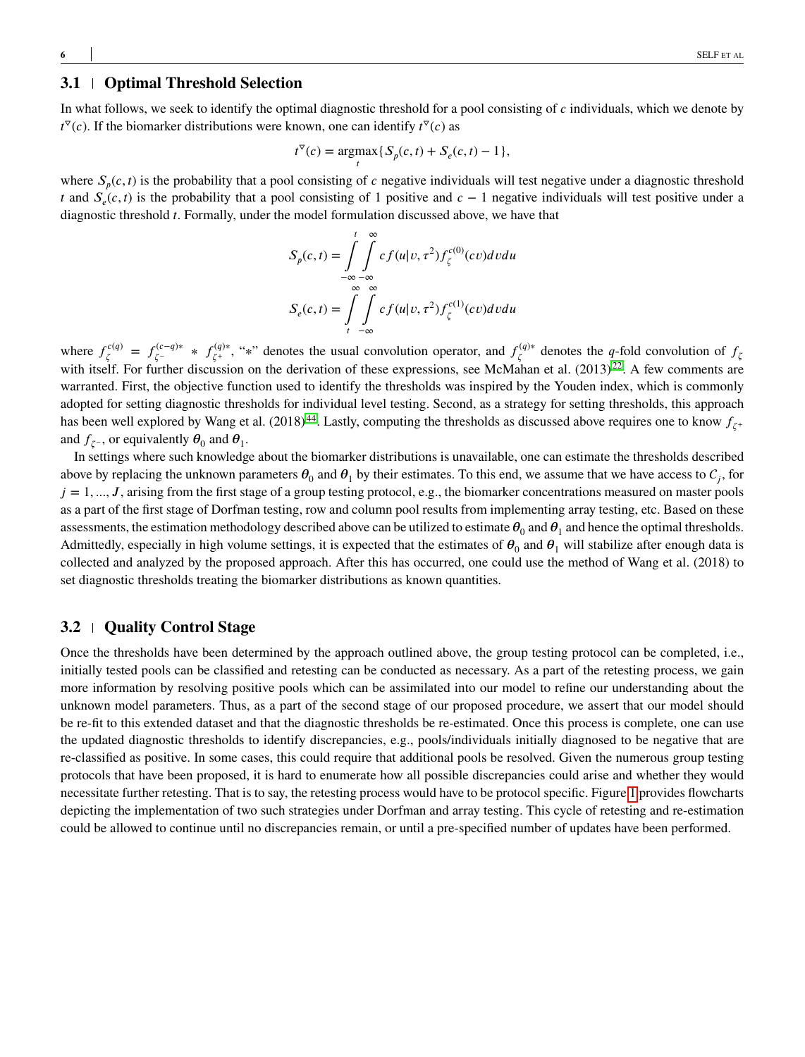## 3.1 Optimal Threshold Selection

In what follows, we seek to identify the optimal diagnostic threshold for a pool consisting of $c$ individuals, which we denote by $t^{\nabla}(c)$. If the biomarker distributions were known, one can identify $t^{\nabla}(c)$ as

$$t^{\nabla}(c) = \underset{t}{\text{argmax}}\{S_p(c,t) + S_e(c,t) - 1\},$$

where $S_p(c,t)$ is the probability that a pool consisting of $c$ negative individuals will test negative under a diagnostic threshold $t$ and $S_e(c,t)$ is the probability that a pool consisting of 1 positive and $c-1$ negative individuals will test positive under a diagnostic threshold $t$. Formally, under the model formulation discussed above, we have that

$$S_p(c,t) = \int_{-\infty}^{t}\int_{-\infty}^{\infty} c f(u|v,\tau^2) f_{\zeta}^{c(0)}(cv)\,dv\,du$$

$$S_e(c,t) = \int_{t}^{\infty}\int_{-\infty}^{\infty} c f(u|v,\tau^2) f_{\zeta}^{c(1)}(cv)\,dv\,du$$

where $f_{\zeta}^{c(q)} = f_{\zeta^-}^{(c-q)*} * f_{\zeta^+}^{(q)*}$, "$*$" denotes the usual convolution operator, and $f_{\zeta}^{(q)*}$ denotes the $q$-fold convolution of $f_{\zeta}$ with itself. For further discussion on the derivation of these expressions, see McMahan et al. (2013)[22]. A few comments are warranted. First, the objective function used to identify the thresholds was inspired by the Youden index, which is commonly adopted for setting diagnostic thresholds for individual level testing. Second, as a strategy for setting thresholds, this approach has been well explored by Wang et al. (2018)[44]. Lastly, computing the thresholds as discussed above requires one to know $f_{\zeta^+}$ and $f_{\zeta^-}$, or equivalently $\boldsymbol{\theta}_0$ and $\boldsymbol{\theta}_1$.

In settings where such knowledge about the biomarker distributions is unavailable, one can estimate the thresholds described above by replacing the unknown parameters $\boldsymbol{\theta}_0$ and $\boldsymbol{\theta}_1$ by their estimates. To this end, we assume that we have access to $\mathcal{C}_j$, for $j = 1, ..., J$, arising from the first stage of a group testing protocol, e.g., the biomarker concentrations measured on master pools as a part of the first stage of Dorfman testing, row and column pool results from implementing array testing, etc. Based on these assessments, the estimation methodology described above can be utilized to estimate $\boldsymbol{\theta}_0$ and $\boldsymbol{\theta}_1$ and hence the optimal thresholds. Admittedly, especially in high volume settings, it is expected that the estimates of $\boldsymbol{\theta}_0$ and $\boldsymbol{\theta}_1$ will stabilize after enough data is collected and analyzed by the proposed approach. After this has occurred, one could use the method of Wang et al. (2018) to set diagnostic thresholds treating the biomarker distributions as known quantities.

## 3.2 Quality Control Stage

Once the thresholds have been determined by the approach outlined above, the group testing protocol can be completed, i.e., initially tested pools can be classified and retesting can be conducted as necessary. As a part of the retesting process, we gain more information by resolving positive pools which can be assimilated into our model to refine our understanding about the unknown model parameters. Thus, as a part of the second stage of our proposed procedure, we assert that our model should be re-fit to this extended dataset and that the diagnostic thresholds be re-estimated. Once this process is complete, one can use the updated diagnostic thresholds to identify discrepancies, e.g., pools/individuals initially diagnosed to be negative that are re-classified as positive. In some cases, this could require that additional pools be resolved. Given the numerous group testing protocols that have been proposed, it is hard to enumerate how all possible discrepancies could arise and whether they would necessitate further retesting. That is to say, the retesting process would have to be protocol specific. Figure 1 provides flowcharts depicting the implementation of two such strategies under Dorfman and array testing. This cycle of retesting and re-estimation could be allowed to continue until no discrepancies remain, or until a pre-specified number of updates have been performed.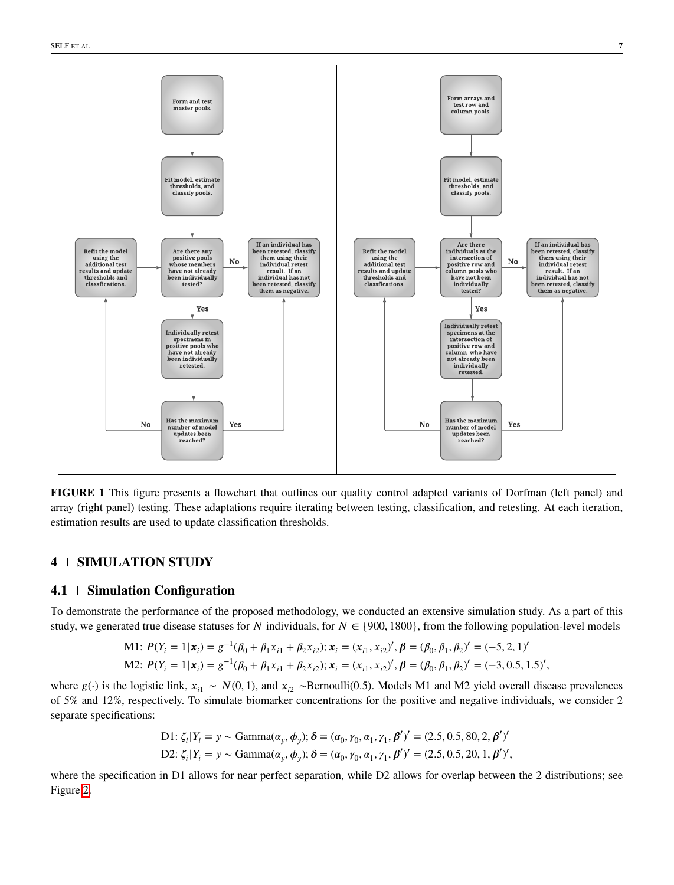**FIGURE 1** This figure presents a flowchart that outlines our quality control adapted variants of Dorfman (left panel) and array (right panel) testing. These adaptations require iterating between testing, classification, and retesting. At each iteration, estimation results are used to update classification thresholds.

## 4 | SIMULATION STUDY

### 4.1 | Simulation Configuration

To demonstrate the performance of the proposed methodology, we conducted an extensive simulation study. As a part of this study, we generated true disease statuses for $N$ individuals, for $N \in \{900, 1800\}$, from the following population-level models

$$\text{M1: } P(Y_i = 1|\boldsymbol{x}_i) = g^{-1}(\beta_0 + \beta_1 x_{i1} + \beta_2 x_{i2}); \boldsymbol{x}_i = (x_{i1}, x_{i2})', \boldsymbol{\beta} = (\beta_0, \beta_1, \beta_2)' = (-5, 2, 1)'$$

$$\text{M2: } P(Y_i = 1|\boldsymbol{x}_i) = g^{-1}(\beta_0 + \beta_1 x_{i1} + \beta_2 x_{i2}); \boldsymbol{x}_i = (x_{i1}, x_{i2})', \boldsymbol{\beta} = (\beta_0, \beta_1, \beta_2)' = (-3, 0.5, 1.5)',$$

where $g(\cdot)$ is the logistic link, $x_{i1} \sim N(0, 1)$, and $x_{i2} \sim$Bernoulli(0.5). Models M1 and M2 yield overall disease prevalences of 5% and 12%, respectively. To simulate biomarker concentrations for the positive and negative individuals, we consider 2 separate specifications:

$$\text{D1: } \zeta_i|Y_i = y \sim \text{Gamma}(\alpha_y, \phi_y); \boldsymbol{\delta} = (\alpha_0, \gamma_0, \alpha_1, \gamma_1, \boldsymbol{\beta}')' = (2.5, 0.5, 80, 2, \boldsymbol{\beta}')'$$

$$\text{D2: } \zeta_i|Y_i = y \sim \text{Gamma}(\alpha_y, \phi_y); \boldsymbol{\delta} = (\alpha_0, \gamma_0, \alpha_1, \gamma_1, \boldsymbol{\beta}')' = (2.5, 0.5, 20, 1, \boldsymbol{\beta}')',$$

where the specification in D1 allows for near perfect separation, while D2 allows for overlap between the 2 distributions; see Figure 2.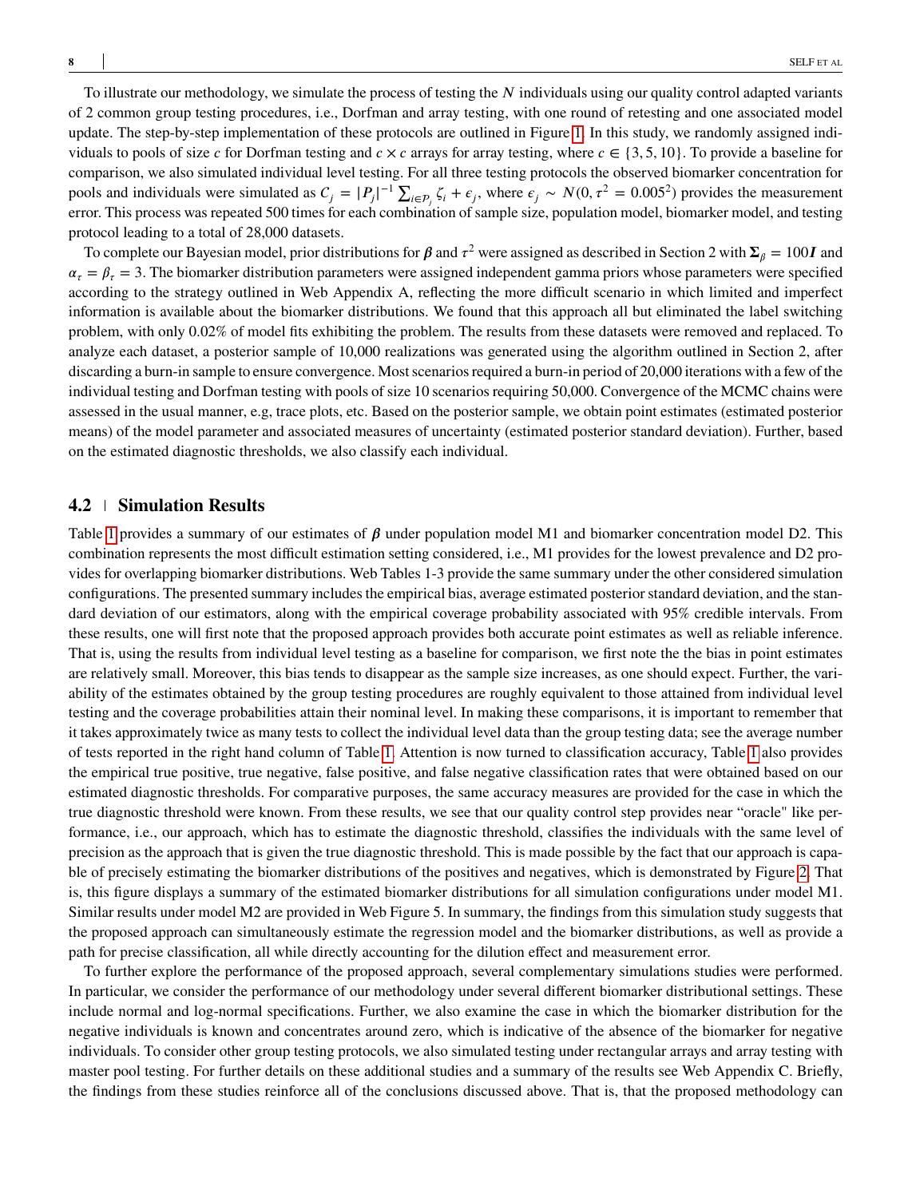To illustrate our methodology, we simulate the process of testing the $N$ individuals using our quality control adapted variants of 2 common group testing procedures, i.e., Dorfman and array testing, with one round of retesting and one associated model update. The step-by-step implementation of these protocols are outlined in Figure 1. In this study, we randomly assigned individuals to pools of size $c$ for Dorfman testing and $c \times c$ arrays for array testing, where $c \in \{3, 5, 10\}$. To provide a baseline for comparison, we also simulated individual level testing. For all three testing protocols the observed biomarker concentration for pools and individuals were simulated as $C_j = |P_j|^{-1} \sum_{i \in \mathcal{P}_j} \zeta_i + \epsilon_j$, where $\epsilon_j \sim N(0, \tau^2 = 0.005^2)$ provides the measurement error. This process was repeated 500 times for each combination of sample size, population model, biomarker model, and testing protocol leading to a total of 28,000 datasets.

To complete our Bayesian model, prior distributions for $\boldsymbol{\beta}$ and $\tau^2$ were assigned as described in Section 2 with $\boldsymbol{\Sigma}_\beta = 100\boldsymbol{I}$ and $\alpha_\tau = \beta_\tau = 3$. The biomarker distribution parameters were assigned independent gamma priors whose parameters were specified according to the strategy outlined in Web Appendix A, reflecting the more difficult scenario in which limited and imperfect information is available about the biomarker distributions. We found that this approach all but eliminated the label switching problem, with only 0.02% of model fits exhibiting the problem. The results from these datasets were removed and replaced. To analyze each dataset, a posterior sample of 10,000 realizations was generated using the algorithm outlined in Section 2, after discarding a burn-in sample to ensure convergence. Most scenarios required a burn-in period of 20,000 iterations with a few of the individual testing and Dorfman testing with pools of size 10 scenarios requiring 50,000. Convergence of the MCMC chains were assessed in the usual manner, e.g, trace plots, etc. Based on the posterior sample, we obtain point estimates (estimated posterior means) of the model parameter and associated measures of uncertainty (estimated posterior standard deviation). Further, based on the estimated diagnostic thresholds, we also classify each individual.

## 4.2 | Simulation Results

Table 1 provides a summary of our estimates of $\boldsymbol{\beta}$ under population model M1 and biomarker concentration model D2. This combination represents the most difficult estimation setting considered, i.e., M1 provides for the lowest prevalence and D2 provides for overlapping biomarker distributions. Web Tables 1-3 provide the same summary under the other considered simulation configurations. The presented summary includes the empirical bias, average estimated posterior standard deviation, and the standard deviation of our estimators, along with the empirical coverage probability associated with 95% credible intervals. From these results, one will first note that the proposed approach provides both accurate point estimates as well as reliable inference. That is, using the results from individual level testing as a baseline for comparison, we first note the the bias in point estimates are relatively small. Moreover, this bias tends to disappear as the sample size increases, as one should expect. Further, the variability of the estimates obtained by the group testing procedures are roughly equivalent to those attained from individual level testing and the coverage probabilities attain their nominal level. In making these comparisons, it is important to remember that it takes approximately twice as many tests to collect the individual level data than the group testing data; see the average number of tests reported in the right hand column of Table 1. Attention is now turned to classification accuracy, Table 1 also provides the empirical true positive, true negative, false positive, and false negative classification rates that were obtained based on our estimated diagnostic thresholds. For comparative purposes, the same accuracy measures are provided for the case in which the true diagnostic threshold were known. From these results, we see that our quality control step provides near "oracle" like performance, i.e., our approach, which has to estimate the diagnostic threshold, classifies the individuals with the same level of precision as the approach that is given the true diagnostic threshold. This is made possible by the fact that our approach is capable of precisely estimating the biomarker distributions of the positives and negatives, which is demonstrated by Figure 2. That is, this figure displays a summary of the estimated biomarker distributions for all simulation configurations under model M1. Similar results under model M2 are provided in Web Figure 5. In summary, the findings from this simulation study suggests that the proposed approach can simultaneously estimate the regression model and the biomarker distributions, as well as provide a path for precise classification, all while directly accounting for the dilution effect and measurement error.

To further explore the performance of the proposed approach, several complementary simulations studies were performed. In particular, we consider the performance of our methodology under several different biomarker distributional settings. These include normal and log-normal specifications. Further, we also examine the case in which the biomarker distribution for the negative individuals is known and concentrates around zero, which is indicative of the absence of the biomarker for negative individuals. To consider other group testing protocols, we also simulated testing under rectangular arrays and array testing with master pool testing. For further details on these additional studies and a summary of the results see Web Appendix C. Briefly, the findings from these studies reinforce all of the conclusions discussed above. That is, that the proposed methodology can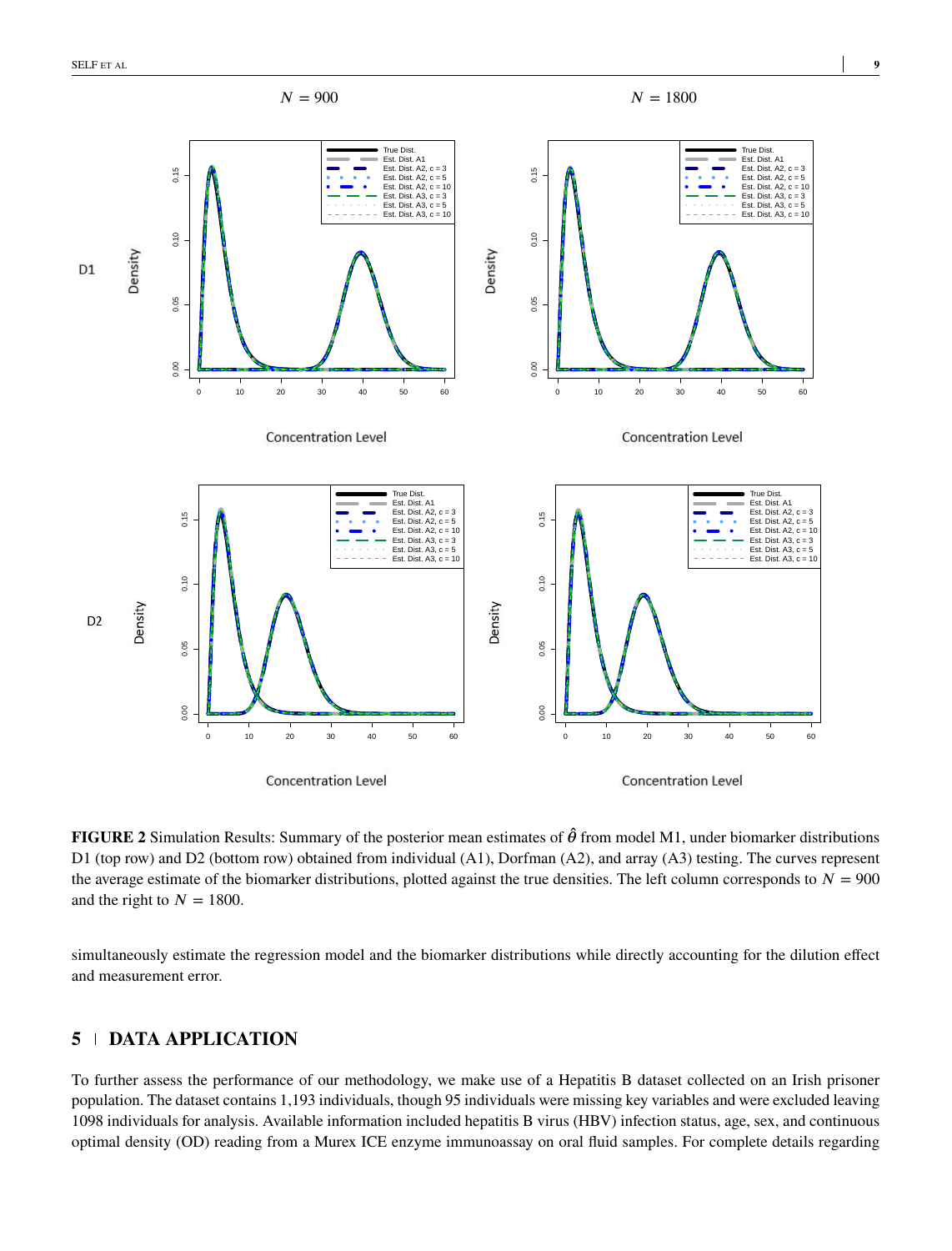**FIGURE 2** Simulation Results: Summary of the posterior mean estimates of $\hat{\theta}$ from model M1, under biomarker distributions D1 (top row) and D2 (bottom row) obtained from individual (A1), Dorfman (A2), and array (A3) testing. The curves represent the average estimate of the biomarker distributions, plotted against the true densities. The left column corresponds to $N = 900$ and the right to $N = 1800$.

simultaneously estimate the regression model and the biomarker distributions while directly accounting for the dilution effect and measurement error.

## 5 | DATA APPLICATION

To further assess the performance of our methodology, we make use of a Hepatitis B dataset collected on an Irish prisoner population. The dataset contains 1,193 individuals, though 95 individuals were missing key variables and were excluded leaving 1098 individuals for analysis. Available information included hepatitis B virus (HBV) infection status, age, sex, and continuous optimal density (OD) reading from a Murex ICE enzyme immunoassay on oral fluid samples. For complete details regarding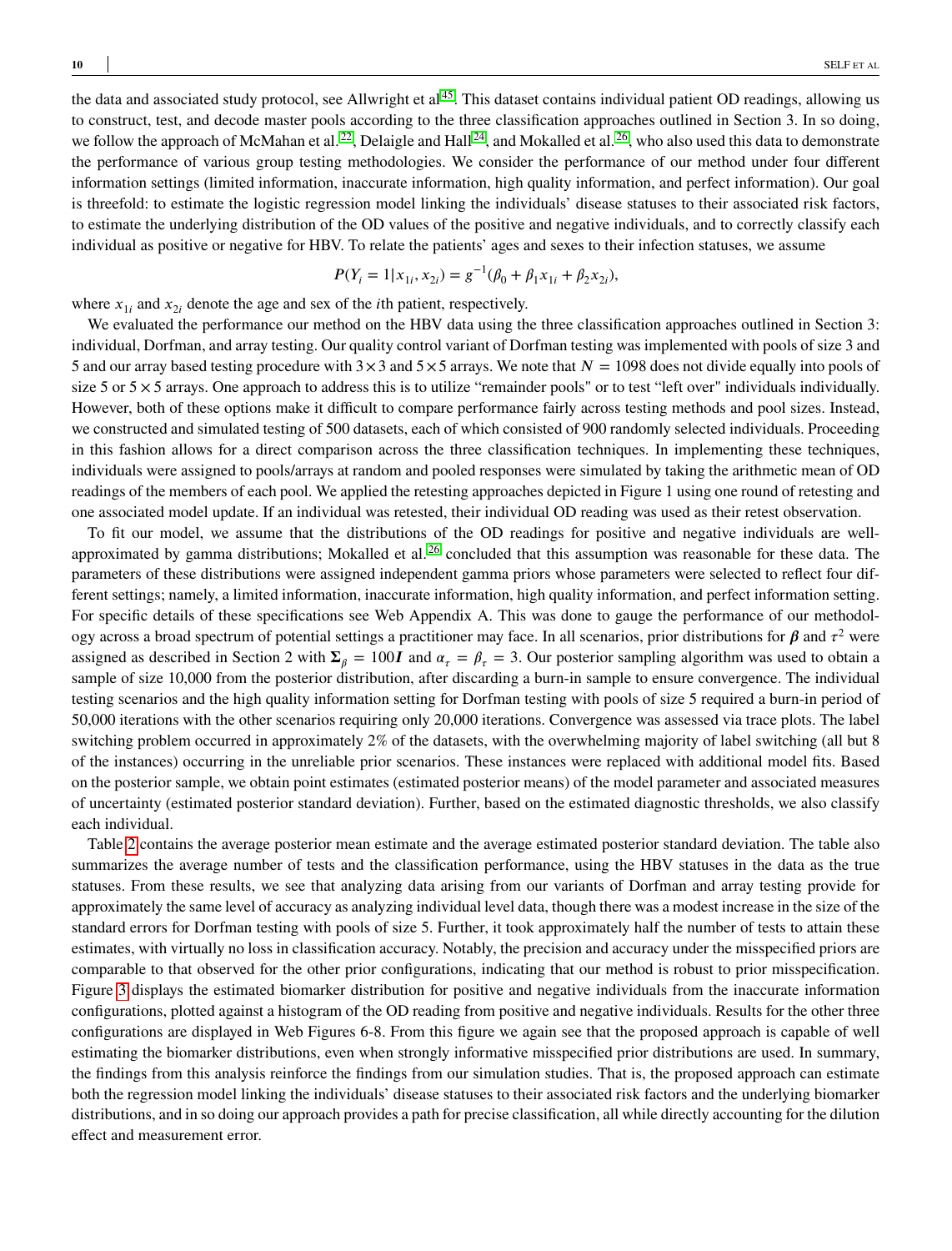the data and associated study protocol, see Allwright et al[45]. This dataset contains individual patient OD readings, allowing us to construct, test, and decode master pools according to the three classification approaches outlined in Section 3. In so doing, we follow the approach of McMahan et al.[22], Delaigle and Hall[24], and Mokalled et al.[26], who also used this data to demonstrate the performance of various group testing methodologies. We consider the performance of our method under four different information settings (limited information, inaccurate information, high quality information, and perfect information). Our goal is threefold: to estimate the logistic regression model linking the individuals' disease statuses to their associated risk factors, to estimate the underlying distribution of the OD values of the positive and negative individuals, and to correctly classify each individual as positive or negative for HBV. To relate the patients' ages and sexes to their infection statuses, we assume

$$P(Y_i = 1|x_{1i}, x_{2i}) = g^{-1}(\beta_0 + \beta_1 x_{1i} + \beta_2 x_{2i}),$$

where $x_{1i}$ and $x_{2i}$ denote the age and sex of the $i$th patient, respectively.

We evaluated the performance our method on the HBV data using the three classification approaches outlined in Section 3: individual, Dorfman, and array testing. Our quality control variant of Dorfman testing was implemented with pools of size 3 and 5 and our array based testing procedure with $3 \times 3$ and $5 \times 5$ arrays. We note that $N = 1098$ does not divide equally into pools of size 5 or $5 \times 5$ arrays. One approach to address this is to utilize "remainder pools" or to test "left over" individuals individually. However, both of these options make it difficult to compare performance fairly across testing methods and pool sizes. Instead, we constructed and simulated testing of 500 datasets, each of which consisted of 900 randomly selected individuals. Proceeding in this fashion allows for a direct comparison across the three classification techniques. In implementing these techniques, individuals were assigned to pools/arrays at random and pooled responses were simulated by taking the arithmetic mean of OD readings of the members of each pool. We applied the retesting approaches depicted in Figure 1 using one round of retesting and one associated model update. If an individual was retested, their individual OD reading was used as their retest observation.

To fit our model, we assume that the distributions of the OD readings for positive and negative individuals are well-approximated by gamma distributions; Mokalled et al.[26] concluded that this assumption was reasonable for these data. The parameters of these distributions were assigned independent gamma priors whose parameters were selected to reflect four different settings; namely, a limited information, inaccurate information, high quality information, and perfect information setting. For specific details of these specifications see Web Appendix A. This was done to gauge the performance of our methodology across a broad spectrum of potential settings a practitioner may face. In all scenarios, prior distributions for $\boldsymbol{\beta}$ and $\tau^2$ were assigned as described in Section 2 with $\boldsymbol{\Sigma}_\beta = 100\boldsymbol{I}$ and $\alpha_\tau = \beta_\tau = 3$. Our posterior sampling algorithm was used to obtain a sample of size 10,000 from the posterior distribution, after discarding a burn-in sample to ensure convergence. The individual testing scenarios and the high quality information setting for Dorfman testing with pools of size 5 required a burn-in period of 50,000 iterations with the other scenarios requiring only 20,000 iterations. Convergence was assessed via trace plots. The label switching problem occurred in approximately 2% of the datasets, with the overwhelming majority of label switching (all but 8 of the instances) occurring in the unreliable prior scenarios. These instances were replaced with additional model fits. Based on the posterior sample, we obtain point estimates (estimated posterior means) of the model parameter and associated measures of uncertainty (estimated posterior standard deviation). Further, based on the estimated diagnostic thresholds, we also classify each individual.

Table 2 contains the average posterior mean estimate and the average estimated posterior standard deviation. The table also summarizes the average number of tests and the classification performance, using the HBV statuses in the data as the true statuses. From these results, we see that analyzing data arising from our variants of Dorfman and array testing provide for approximately the same level of accuracy as analyzing individual level data, though there was a modest increase in the size of the standard errors for Dorfman testing with pools of size 5. Further, it took approximately half the number of tests to attain these estimates, with virtually no loss in classification accuracy. Notably, the precision and accuracy under the misspecified priors are comparable to that observed for the other prior configurations, indicating that our method is robust to prior misspecification. Figure 3 displays the estimated biomarker distribution for positive and negative individuals from the inaccurate information configurations, plotted against a histogram of the OD reading from positive and negative individuals. Results for the other three configurations are displayed in Web Figures 6-8. From this figure we again see that the proposed approach is capable of well estimating the biomarker distributions, even when strongly informative misspecified prior distributions are used. In summary, the findings from this analysis reinforce the findings from our simulation studies. That is, the proposed approach can estimate both the regression model linking the individuals' disease statuses to their associated risk factors and the underlying biomarker distributions, and in so doing our approach provides a path for precise classification, all while directly accounting for the dilution effect and measurement error.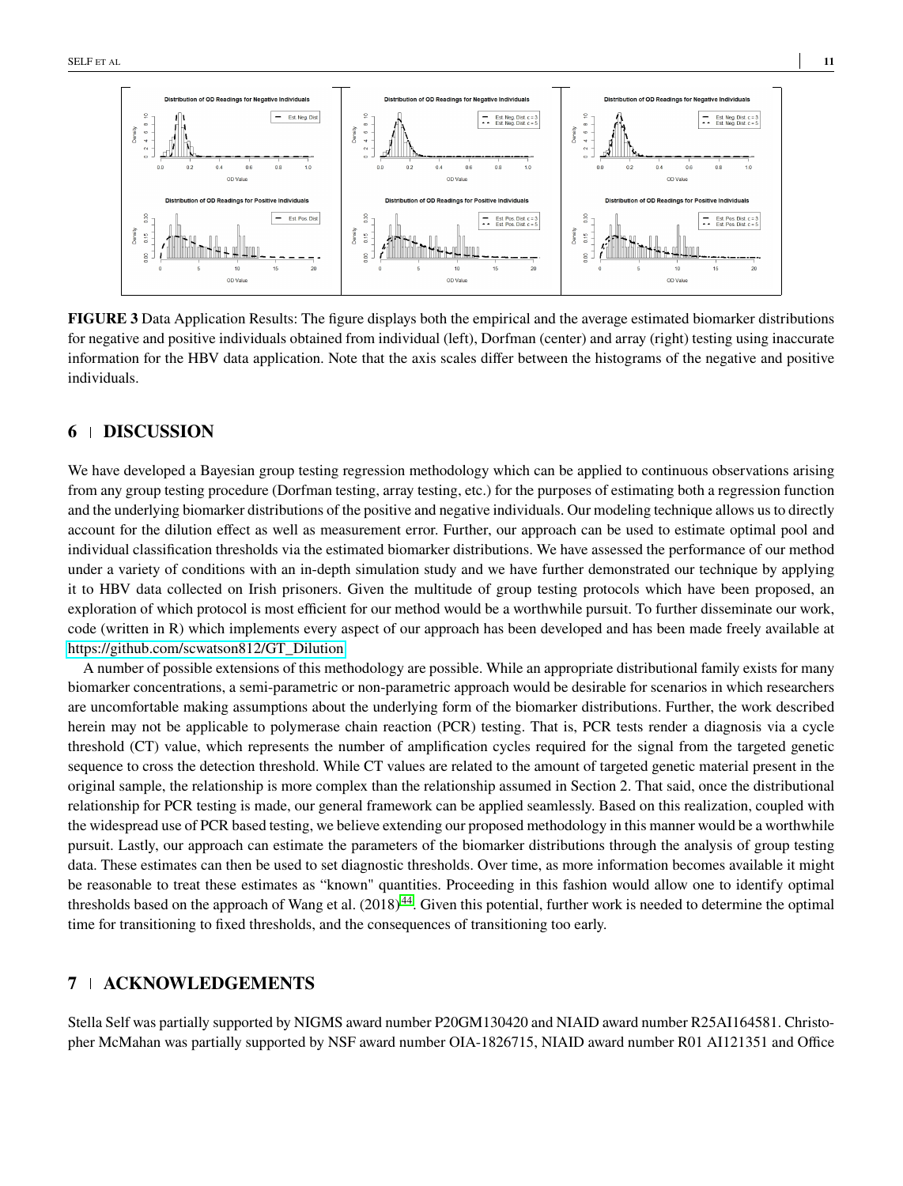**FIGURE 3** Data Application Results: The figure displays both the empirical and the average estimated biomarker distributions for negative and positive individuals obtained from individual (left), Dorfman (center) and array (right) testing using inaccurate information for the HBV data application. Note that the axis scales differ between the histograms of the negative and positive individuals.

## 6 | DISCUSSION

We have developed a Bayesian group testing regression methodology which can be applied to continuous observations arising from any group testing procedure (Dorfman testing, array testing, etc.) for the purposes of estimating both a regression function and the underlying biomarker distributions of the positive and negative individuals. Our modeling technique allows us to directly account for the dilution effect as well as measurement error. Further, our approach can be used to estimate optimal pool and individual classification thresholds via the estimated biomarker distributions. We have assessed the performance of our method under a variety of conditions with an in-depth simulation study and we have further demonstrated our technique by applying it to HBV data collected on Irish prisoners. Given the multitude of group testing protocols which have been proposed, an exploration of which protocol is most efficient for our method would be a worthwhile pursuit. To further disseminate our work, code (written in R) which implements every aspect of our approach has been developed and has been made freely available at https://github.com/scwatson812/GT_Dilution.

A number of possible extensions of this methodology are possible. While an appropriate distributional family exists for many biomarker concentrations, a semi-parametric or non-parametric approach would be desirable for scenarios in which researchers are uncomfortable making assumptions about the underlying form of the biomarker distributions. Further, the work described herein may not be applicable to polymerase chain reaction (PCR) testing. That is, PCR tests render a diagnosis via a cycle threshold (CT) value, which represents the number of amplification cycles required for the signal from the targeted genetic sequence to cross the detection threshold. While CT values are related to the amount of targeted genetic material present in the original sample, the relationship is more complex than the relationship assumed in Section 2. That said, once the distributional relationship for PCR testing is made, our general framework can be applied seamlessly. Based on this realization, coupled with the widespread use of PCR based testing, we believe extending our proposed methodology in this manner would be a worthwhile pursuit. Lastly, our approach can estimate the parameters of the biomarker distributions through the analysis of group testing data. These estimates can then be used to set diagnostic thresholds. Over time, as more information becomes available it might be reasonable to treat these estimates as "known" quantities. Proceeding in this fashion would allow one to identify optimal thresholds based on the approach of Wang et al. (2018)[44]. Given this potential, further work is needed to determine the optimal time for transitioning to fixed thresholds, and the consequences of transitioning too early.

## 7 | ACKNOWLEDGEMENTS

Stella Self was partially supported by NIGMS award number P20GM130420 and NIAID award number R25AI164581. Christopher McMahan was partially supported by NSF award number OIA-1826715, NIAID award number R01 AI121351 and Office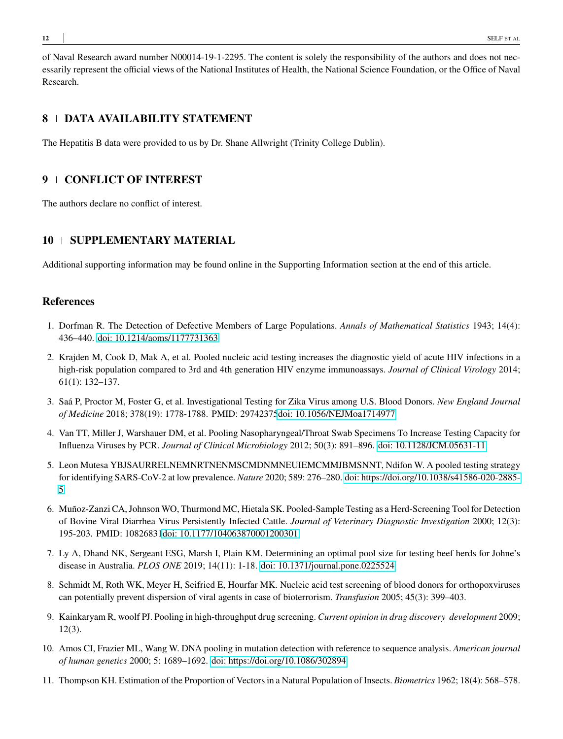of Naval Research award number N00014-19-1-2295. The content is solely the responsibility of the authors and does not necessarily represent the official views of the National Institutes of Health, the National Science Foundation, or the Office of Naval Research.

## 8 | DATA AVAILABILITY STATEMENT

The Hepatitis B data were provided to us by Dr. Shane Allwright (Trinity College Dublin).

## 9 | CONFLICT OF INTEREST

The authors declare no conflict of interest.

## 10 | SUPPLEMENTARY MATERIAL

Additional supporting information may be found online in the Supporting Information section at the end of this article.

## References

1. Dorfman R. The Detection of Defective Members of Large Populations. *Annals of Mathematical Statistics* 1943; 14(4): 436–440. doi: 10.1214/aoms/1177731363
2. Krajden M, Cook D, Mak A, et al. Pooled nucleic acid testing increases the diagnostic yield of acute HIV infections in a high-risk population compared to 3rd and 4th generation HIV enzyme immunoassays. *Journal of Clinical Virology* 2014; 61(1): 132–137.
3. Saá P, Proctor M, Foster G, et al. Investigational Testing for Zika Virus among U.S. Blood Donors. *New England Journal of Medicine* 2018; 378(19): 1778-1788. PMID: 29742375doi: 10.1056/NEJMoa1714977
4. Van TT, Miller J, Warshauer DM, et al. Pooling Nasopharyngeal/Throat Swab Specimens To Increase Testing Capacity for Influenza Viruses by PCR. *Journal of Clinical Microbiology* 2012; 50(3): 891–896. doi: 10.1128/JCM.05631-11
5. Leon Mutesa YBJSAURRELNEMNRTNENMSCMDNMNEUIEMCMMJBMSNNT, Ndifon W. A pooled testing strategy for identifying SARS-CoV-2 at low prevalence. *Nature* 2020; 589: 276–280. doi: https://doi.org/10.1038/s41586-020-2885-5
6. Muñoz-Zanzi CA, Johnson WO, Thurmond MC, Hietala SK. Pooled-Sample Testing as a Herd-Screening Tool for Detection of Bovine Viral Diarrhea Virus Persistently Infected Cattle. *Journal of Veterinary Diagnostic Investigation* 2000; 12(3): 195-203. PMID: 10826831doi: 10.1177/104063870001200301
7. Ly A, Dhand NK, Sergeant ESG, Marsh I, Plain KM. Determining an optimal pool size for testing beef herds for Johne's disease in Australia. *PLOS ONE* 2019; 14(11): 1-18. doi: 10.1371/journal.pone.0225524
8. Schmidt M, Roth WK, Meyer H, Seifried E, Hourfar MK. Nucleic acid test screening of blood donors for orthopoxviruses can potentially prevent dispersion of viral agents in case of bioterrorism. *Transfusion* 2005; 45(3): 399–403.
9. Kainkaryam R, woolf PJ. Pooling in high-throughput drug screening. *Current opinion in drug discovery development* 2009; 12(3).
10. Amos CI, Frazier ML, Wang W. DNA pooling in mutation detection with reference to sequence analysis. *American journal of human genetics* 2000; 5: 1689–1692. doi: https://doi.org/10.1086/302894
11. Thompson KH. Estimation of the Proportion of Vectors in a Natural Population of Insects. *Biometrics* 1962; 18(4): 568–578.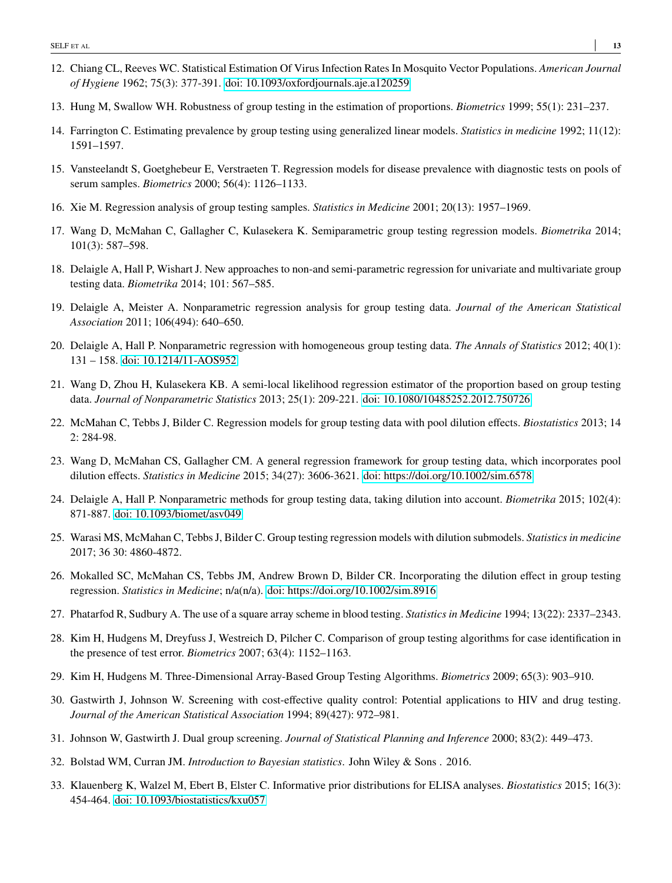12. Chiang CL, Reeves WC. Statistical Estimation Of Virus Infection Rates In Mosquito Vector Populations. *American Journal of Hygiene* 1962; 75(3): 377-391. doi: 10.1093/oxfordjournals.aje.a120259

13. Hung M, Swallow WH. Robustness of group testing in the estimation of proportions. *Biometrics* 1999; 55(1): 231–237.

14. Farrington C. Estimating prevalence by group testing using generalized linear models. *Statistics in medicine* 1992; 11(12): 1591–1597.

15. Vansteelandt S, Goetghebeur E, Verstraeten T. Regression models for disease prevalence with diagnostic tests on pools of serum samples. *Biometrics* 2000; 56(4): 1126–1133.

16. Xie M. Regression analysis of group testing samples. *Statistics in Medicine* 2001; 20(13): 1957–1969.

17. Wang D, McMahan C, Gallagher C, Kulasekera K. Semiparametric group testing regression models. *Biometrika* 2014; 101(3): 587–598.

18. Delaigle A, Hall P, Wishart J. New approaches to non-and semi-parametric regression for univariate and multivariate group testing data. *Biometrika* 2014; 101: 567–585.

19. Delaigle A, Meister A. Nonparametric regression analysis for group testing data. *Journal of the American Statistical Association* 2011; 106(494): 640–650.

20. Delaigle A, Hall P. Nonparametric regression with homogeneous group testing data. *The Annals of Statistics* 2012; 40(1): 131 – 158. doi: 10.1214/11-AOS952

21. Wang D, Zhou H, Kulasekera KB. A semi-local likelihood regression estimator of the proportion based on group testing data. *Journal of Nonparametric Statistics* 2013; 25(1): 209-221. doi: 10.1080/10485252.2012.750726

22. McMahan C, Tebbs J, Bilder C. Regression models for group testing data with pool dilution effects. *Biostatistics* 2013; 14 2: 284-98.

23. Wang D, McMahan CS, Gallagher CM. A general regression framework for group testing data, which incorporates pool dilution effects. *Statistics in Medicine* 2015; 34(27): 3606-3621. doi: https://doi.org/10.1002/sim.6578

24. Delaigle A, Hall P. Nonparametric methods for group testing data, taking dilution into account. *Biometrika* 2015; 102(4): 871-887. doi: 10.1093/biomet/asv049

25. Warasi MS, McMahan C, Tebbs J, Bilder C. Group testing regression models with dilution submodels. *Statistics in medicine* 2017; 36 30: 4860-4872.

26. Mokalled SC, McMahan CS, Tebbs JM, Andrew Brown D, Bilder CR. Incorporating the dilution effect in group testing regression. *Statistics in Medicine*; n/a(n/a). doi: https://doi.org/10.1002/sim.8916

27. Phatarfod R, Sudbury A. The use of a square array scheme in blood testing. *Statistics in Medicine* 1994; 13(22): 2337–2343.

28. Kim H, Hudgens M, Dreyfuss J, Westreich D, Pilcher C. Comparison of group testing algorithms for case identification in the presence of test error. *Biometrics* 2007; 63(4): 1152–1163.

29. Kim H, Hudgens M. Three-Dimensional Array-Based Group Testing Algorithms. *Biometrics* 2009; 65(3): 903–910.

30. Gastwirth J, Johnson W. Screening with cost-effective quality control: Potential applications to HIV and drug testing. *Journal of the American Statistical Association* 1994; 89(427): 972–981.

31. Johnson W, Gastwirth J. Dual group screening. *Journal of Statistical Planning and Inference* 2000; 83(2): 449–473.

32. Bolstad WM, Curran JM. *Introduction to Bayesian statistics*. John Wiley & Sons . 2016.

33. Klauenberg K, Walzel M, Ebert B, Elster C. Informative prior distributions for ELISA analyses. *Biostatistics* 2015; 16(3): 454-464. doi: 10.1093/biostatistics/kxu057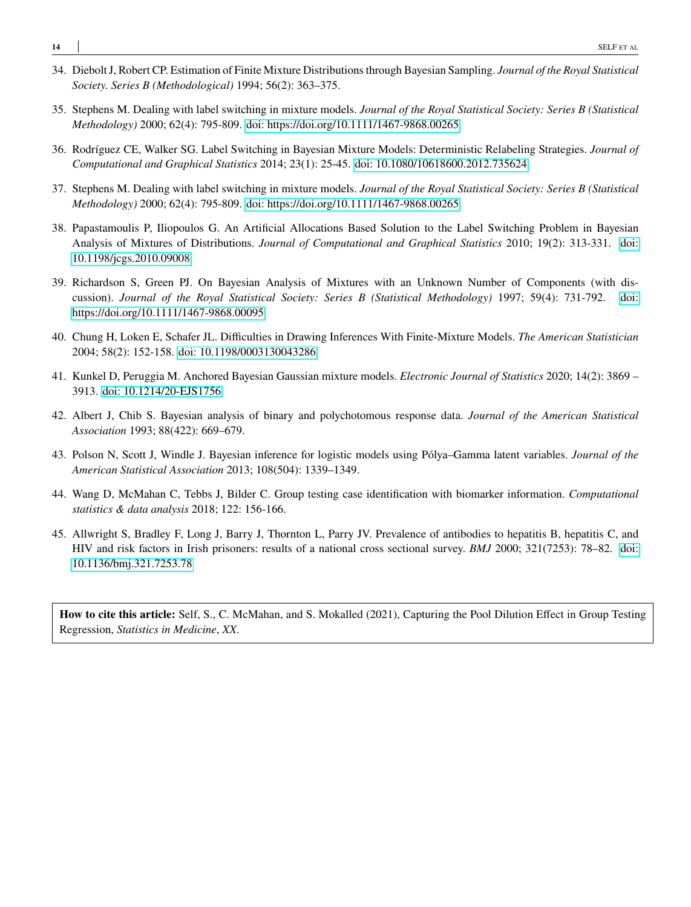34. Diebolt J, Robert CP. Estimation of Finite Mixture Distributions through Bayesian Sampling. *Journal of the Royal Statistical Society. Series B (Methodological)* 1994; 56(2): 363–375.

35. Stephens M. Dealing with label switching in mixture models. *Journal of the Royal Statistical Society: Series B (Statistical Methodology)* 2000; 62(4): 795-809. doi: https://doi.org/10.1111/1467-9868.00265

36. Rodríguez CE, Walker SG. Label Switching in Bayesian Mixture Models: Deterministic Relabeling Strategies. *Journal of Computational and Graphical Statistics* 2014; 23(1): 25-45. doi: 10.1080/10618600.2012.735624

37. Stephens M. Dealing with label switching in mixture models. *Journal of the Royal Statistical Society: Series B (Statistical Methodology)* 2000; 62(4): 795-809. doi: https://doi.org/10.1111/1467-9868.00265

38. Papastamoulis P, Iliopoulos G. An Artificial Allocations Based Solution to the Label Switching Problem in Bayesian Analysis of Mixtures of Distributions. *Journal of Computational and Graphical Statistics* 2010; 19(2): 313-331. doi: 10.1198/jcgs.2010.09008

39. Richardson S, Green PJ. On Bayesian Analysis of Mixtures with an Unknown Number of Components (with discussion). *Journal of the Royal Statistical Society: Series B (Statistical Methodology)* 1997; 59(4): 731-792. doi: https://doi.org/10.1111/1467-9868.00095

40. Chung H, Loken E, Schafer JL. Difficulties in Drawing Inferences With Finite-Mixture Models. *The American Statistician* 2004; 58(2): 152-158. doi: 10.1198/0003130043286

41. Kunkel D, Peruggia M. Anchored Bayesian Gaussian mixture models. *Electronic Journal of Statistics* 2020; 14(2): 3869 – 3913. doi: 10.1214/20-EJS1756

42. Albert J, Chib S. Bayesian analysis of binary and polychotomous response data. *Journal of the American Statistical Association* 1993; 88(422): 669–679.

43. Polson N, Scott J, Windle J. Bayesian inference for logistic models using Pólya–Gamma latent variables. *Journal of the American Statistical Association* 2013; 108(504): 1339–1349.

44. Wang D, McMahan C, Tebbs J, Bilder C. Group testing case identification with biomarker information. *Computational statistics & data analysis* 2018; 122: 156-166.

45. Allwright S, Bradley F, Long J, Barry J, Thornton L, Parry JV. Prevalence of antibodies to hepatitis B, hepatitis C, and HIV and risk factors in Irish prisoners: results of a national cross sectional survey. *BMJ* 2000; 321(7253): 78–82. doi: 10.1136/bmj.321.7253.78

**How to cite this article:** Self, S., C. McMahan, and S. Mokalled (2021), Capturing the Pool Dilution Effect in Group Testing Regression, *Statistics in Medicine*, *XX*.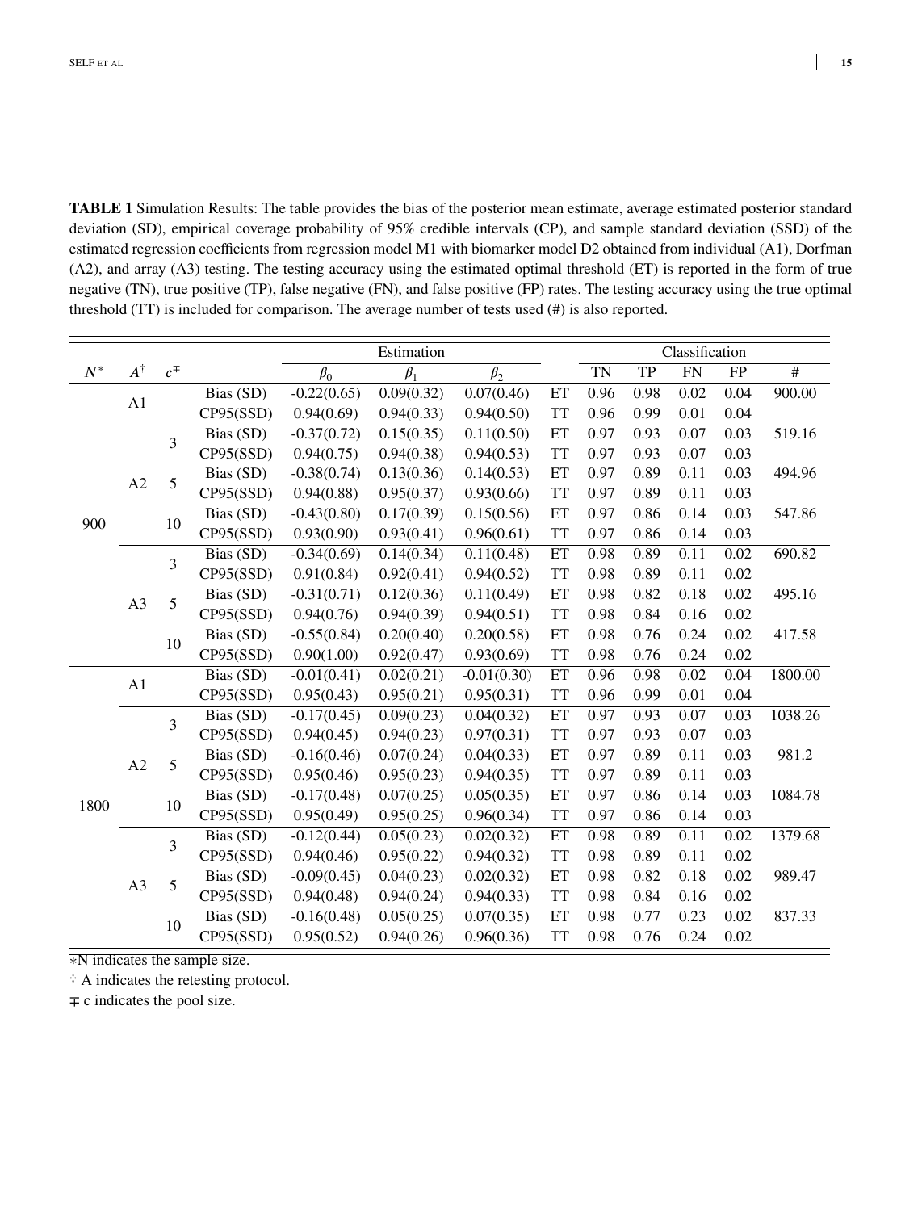**TABLE 1** Simulation Results: The table provides the bias of the posterior mean estimate, average estimated posterior standard deviation (SD), empirical coverage probability of 95% credible intervals (CP), and sample standard deviation (SSD) of the estimated regression coefficients from regression model M1 with biomarker model D2 obtained from individual (A1), Dorfman (A2), and array (A3) testing. The testing accuracy using the estimated optimal threshold (ET) is reported in the form of true negative (TN), true positive (TP), false negative (FN), and false positive (FP) rates. The testing accuracy using the true optimal threshold (TT) is included for comparison. The average number of tests used (#) is also reported.

| | | | | Estimation | | | | Classification | | | | |
|---|---|---|---|---|---|---|---|---|---|---|---|---|
| $N^*$ | $A^\dagger$ | $c^\mp$ | | $\beta_0$ | $\beta_1$ | $\beta_2$ | | TN | TP | FN | FP | # |
| 900 | A1 | | Bias (SD) | -0.22(0.65) | 0.09(0.32) | 0.07(0.46) | ET | 0.96 | 0.98 | 0.02 | 0.04 | 900.00 |
| | | | CP95(SSD) | 0.94(0.69) | 0.94(0.33) | 0.94(0.50) | TT | 0.96 | 0.99 | 0.01 | 0.04 | |
| | A2 | 3 | Bias (SD) | -0.37(0.72) | 0.15(0.35) | 0.11(0.50) | ET | 0.97 | 0.93 | 0.07 | 0.03 | 519.16 |
| | | | CP95(SSD) | 0.94(0.75) | 0.94(0.38) | 0.94(0.53) | TT | 0.97 | 0.93 | 0.07 | 0.03 | |
| | | 5 | Bias (SD) | -0.38(0.74) | 0.13(0.36) | 0.14(0.53) | ET | 0.97 | 0.89 | 0.11 | 0.03 | 494.96 |
| | | | CP95(SSD) | 0.94(0.88) | 0.95(0.37) | 0.93(0.66) | TT | 0.97 | 0.89 | 0.11 | 0.03 | |
| | | 10 | Bias (SD) | -0.43(0.80) | 0.17(0.39) | 0.15(0.56) | ET | 0.97 | 0.86 | 0.14 | 0.03 | 547.86 |
| | | | CP95(SSD) | 0.93(0.90) | 0.93(0.41) | 0.96(0.61) | TT | 0.97 | 0.86 | 0.14 | 0.03 | |
| | A3 | 3 | Bias (SD) | -0.34(0.69) | 0.14(0.34) | 0.11(0.48) | ET | 0.98 | 0.89 | 0.11 | 0.02 | 690.82 |
| | | | CP95(SSD) | 0.91(0.84) | 0.92(0.41) | 0.94(0.52) | TT | 0.98 | 0.89 | 0.11 | 0.02 | |
| | | 5 | Bias (SD) | -0.31(0.71) | 0.12(0.36) | 0.11(0.49) | ET | 0.98 | 0.82 | 0.18 | 0.02 | 495.16 |
| | | | CP95(SSD) | 0.94(0.76) | 0.94(0.39) | 0.94(0.51) | TT | 0.98 | 0.84 | 0.16 | 0.02 | |
| | | 10 | Bias (SD) | -0.55(0.84) | 0.20(0.40) | 0.20(0.58) | ET | 0.98 | 0.76 | 0.24 | 0.02 | 417.58 |
| | | | CP95(SSD) | 0.90(1.00) | 0.92(0.47) | 0.93(0.69) | TT | 0.98 | 0.76 | 0.24 | 0.02 | |
| 1800 | A1 | | Bias (SD) | -0.01(0.41) | 0.02(0.21) | -0.01(0.30) | ET | 0.96 | 0.98 | 0.02 | 0.04 | 1800.00 |
| | | | CP95(SSD) | 0.95(0.43) | 0.95(0.21) | 0.95(0.31) | TT | 0.96 | 0.99 | 0.01 | 0.04 | |
| | A2 | 3 | Bias (SD) | -0.17(0.45) | 0.09(0.23) | 0.04(0.32) | ET | 0.97 | 0.93 | 0.07 | 0.03 | 1038.26 |
| | | | CP95(SSD) | 0.94(0.45) | 0.94(0.23) | 0.97(0.31) | TT | 0.97 | 0.93 | 0.07 | 0.03 | |
| | | 5 | Bias (SD) | -0.16(0.46) | 0.07(0.24) | 0.04(0.33) | ET | 0.97 | 0.89 | 0.11 | 0.03 | 981.2 |
| | | | CP95(SSD) | 0.95(0.46) | 0.95(0.23) | 0.94(0.35) | TT | 0.97 | 0.89 | 0.11 | 0.03 | |
| | | 10 | Bias (SD) | -0.17(0.48) | 0.07(0.25) | 0.05(0.35) | ET | 0.97 | 0.86 | 0.14 | 0.03 | 1084.78 |
| | | | CP95(SSD) | 0.95(0.49) | 0.95(0.25) | 0.96(0.34) | TT | 0.97 | 0.86 | 0.14 | 0.03 | |
| | A3 | 3 | Bias (SD) | -0.12(0.44) | 0.05(0.23) | 0.02(0.32) | ET | 0.98 | 0.89 | 0.11 | 0.02 | 1379.68 |
| | | | CP95(SSD) | 0.94(0.46) | 0.95(0.22) | 0.94(0.32) | TT | 0.98 | 0.89 | 0.11 | 0.02 | |
| | | 5 | Bias (SD) | -0.09(0.45) | 0.04(0.23) | 0.02(0.32) | ET | 0.98 | 0.82 | 0.18 | 0.02 | 989.47 |
| | | | CP95(SSD) | 0.94(0.48) | 0.94(0.24) | 0.94(0.33) | TT | 0.98 | 0.84 | 0.16 | 0.02 | |
| | | 10 | Bias (SD) | -0.16(0.48) | 0.05(0.25) | 0.07(0.35) | ET | 0.98 | 0.77 | 0.23 | 0.02 | 837.33 |
| | | | CP95(SSD) | 0.95(0.52) | 0.94(0.26) | 0.96(0.36) | TT | 0.98 | 0.76 | 0.24 | 0.02 | |

∗N indicates the sample size.

† A indicates the retesting protocol.

∓ c indicates the pool size.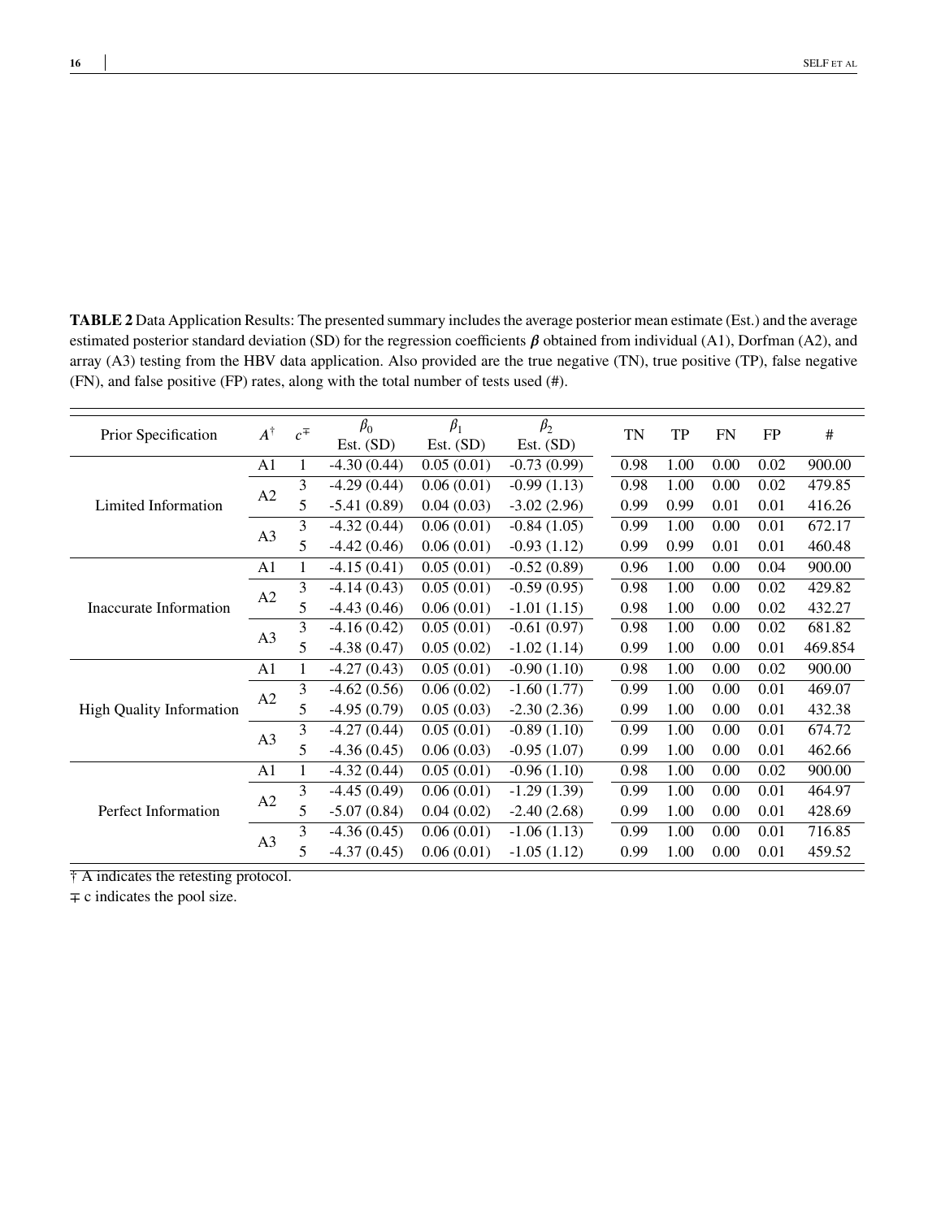**TABLE 2** Data Application Results: The presented summary includes the average posterior mean estimate (Est.) and the average estimated posterior standard deviation (SD) for the regression coefficients $\boldsymbol{\beta}$ obtained from individual (A1), Dorfman (A2), and array (A3) testing from the HBV data application. Also provided are the true negative (TN), true positive (TP), false negative (FN), and false positive (FP) rates, along with the total number of tests used (#).

| Prior Specification | $A^{\dagger}$ | $c^{\mp}$ | $\beta_0$ Est. (SD) | $\beta_1$ Est. (SD) | $\beta_2$ Est. (SD) | TN | TP | FN | FP | # |
|---|---|---|---|---|---|---|---|---|---|---|
| Limited Information | A1 | 1 | -4.30 (0.44) | 0.05 (0.01) | -0.73 (0.99) | 0.98 | 1.00 | 0.00 | 0.02 | 900.00 |
| | A2 | 3 | -4.29 (0.44) | 0.06 (0.01) | -0.99 (1.13) | 0.98 | 1.00 | 0.00 | 0.02 | 479.85 |
| | | 5 | -5.41 (0.89) | 0.04 (0.03) | -3.02 (2.96) | 0.99 | 0.99 | 0.01 | 0.01 | 416.26 |
| | A3 | 3 | -4.32 (0.44) | 0.06 (0.01) | -0.84 (1.05) | 0.99 | 1.00 | 0.00 | 0.01 | 672.17 |
| | | 5 | -4.42 (0.46) | 0.06 (0.01) | -0.93 (1.12) | 0.99 | 0.99 | 0.01 | 0.01 | 460.48 |
| Inaccurate Information | A1 | 1 | -4.15 (0.41) | 0.05 (0.01) | -0.52 (0.89) | 0.96 | 1.00 | 0.00 | 0.04 | 900.00 |
| | A2 | 3 | -4.14 (0.43) | 0.05 (0.01) | -0.59 (0.95) | 0.98 | 1.00 | 0.00 | 0.02 | 429.82 |
| | | 5 | -4.43 (0.46) | 0.06 (0.01) | -1.01 (1.15) | 0.98 | 1.00 | 0.00 | 0.02 | 432.27 |
| | A3 | 3 | -4.16 (0.42) | 0.05 (0.01) | -0.61 (0.97) | 0.98 | 1.00 | 0.00 | 0.02 | 681.82 |
| | | 5 | -4.38 (0.47) | 0.05 (0.02) | -1.02 (1.14) | 0.99 | 1.00 | 0.00 | 0.01 | 469.854 |
| High Quality Information | A1 | 1 | -4.27 (0.43) | 0.05 (0.01) | -0.90 (1.10) | 0.98 | 1.00 | 0.00 | 0.02 | 900.00 |
| | A2 | 3 | -4.62 (0.56) | 0.06 (0.02) | -1.60 (1.77) | 0.99 | 1.00 | 0.00 | 0.01 | 469.07 |
| | | 5 | -4.95 (0.79) | 0.05 (0.03) | -2.30 (2.36) | 0.99 | 1.00 | 0.00 | 0.01 | 432.38 |
| | A3 | 3 | -4.27 (0.44) | 0.05 (0.01) | -0.89 (1.10) | 0.99 | 1.00 | 0.00 | 0.01 | 674.72 |
| | | 5 | -4.36 (0.45) | 0.06 (0.03) | -0.95 (1.07) | 0.99 | 1.00 | 0.00 | 0.01 | 462.66 |
| Perfect Information | A1 | 1 | -4.32 (0.44) | 0.05 (0.01) | -0.96 (1.10) | 0.98 | 1.00 | 0.00 | 0.02 | 900.00 |
| | A2 | 3 | -4.45 (0.49) | 0.06 (0.01) | -1.29 (1.39) | 0.99 | 1.00 | 0.00 | 0.01 | 464.97 |
| | | 5 | -5.07 (0.84) | 0.04 (0.02) | -2.40 (2.68) | 0.99 | 1.00 | 0.00 | 0.01 | 428.69 |
| | A3 | 3 | -4.36 (0.45) | 0.06 (0.01) | -1.06 (1.13) | 0.99 | 1.00 | 0.00 | 0.01 | 716.85 |
| | | 5 | -4.37 (0.45) | 0.06 (0.01) | -1.05 (1.12) | 0.99 | 1.00 | 0.00 | 0.01 | 459.52 |

† A indicates the retesting protocol.

∓ c indicates the pool size.